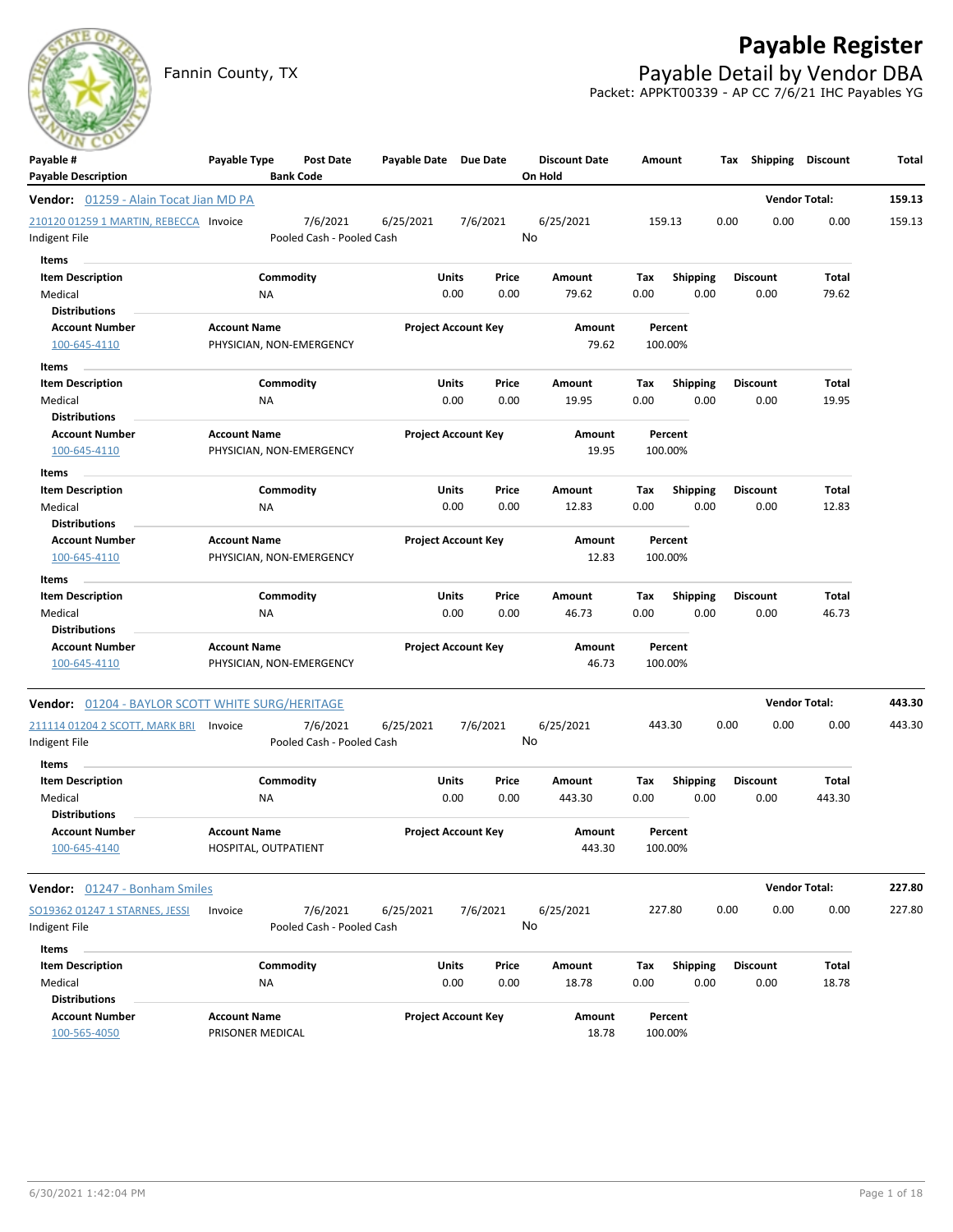# Payable Register

Fannin County, TX

## Payable Detail by Vendor DBA

Packet: APPKT00339 - AP CC 7/6/21 IHC Payables YG

| Payable # / Payable Description | Payable Type | Post Date / Bank Code | Payable Date | Due Date | Discount Date / On Hold | Amount | Tax | Shipping | Discount | Total |
|---|---|---|---|---|---|---|---|---|---|---|

**Vendor: 01259 - Alain Tocat Jian MD PA** — Vendor Total: **159.13**

| Payable # | Payable Type | Post Date | Payable Date | Due Date | Discount Date | Amount | Tax | Shipping | Discount | Total |
|---|---|---|---|---|---|---|---|---|---|---|
| 210120 01259 1 MARTIN, REBECCA | Invoice | 7/6/2021 | 6/25/2021 | 7/6/2021 | 6/25/2021 | 159.13 | 0.00 | 0.00 | 0.00 | 159.13 |
| Indigent File | | Pooled Cash - Pooled Cash | | | No | | | | | |

Items

| Item Description | Commodity | Units | Price | Amount | Tax | Shipping | Discount | Total |
|---|---|---|---|---|---|---|---|---|
| Medical | NA | 0.00 | 0.00 | 79.62 | 0.00 | 0.00 | 0.00 | 79.62 |

Distributions

| Account Number | Account Name | Project Account Key | Amount | Percent |
|---|---|---|---|---|
| 100-645-4110 | PHYSICIAN, NON-EMERGENCY | | 79.62 | 100.00% |

Items

| Item Description | Commodity | Units | Price | Amount | Tax | Shipping | Discount | Total |
|---|---|---|---|---|---|---|---|---|
| Medical | NA | 0.00 | 0.00 | 19.95 | 0.00 | 0.00 | 0.00 | 19.95 |

Distributions

| Account Number | Account Name | Project Account Key | Amount | Percent |
|---|---|---|---|---|
| 100-645-4110 | PHYSICIAN, NON-EMERGENCY | | 19.95 | 100.00% |

Items

| Item Description | Commodity | Units | Price | Amount | Tax | Shipping | Discount | Total |
|---|---|---|---|---|---|---|---|---|
| Medical | NA | 0.00 | 0.00 | 12.83 | 0.00 | 0.00 | 0.00 | 12.83 |

Distributions

| Account Number | Account Name | Project Account Key | Amount | Percent |
|---|---|---|---|---|
| 100-645-4110 | PHYSICIAN, NON-EMERGENCY | | 12.83 | 100.00% |

Items

| Item Description | Commodity | Units | Price | Amount | Tax | Shipping | Discount | Total |
|---|---|---|---|---|---|---|---|---|
| Medical | NA | 0.00 | 0.00 | 46.73 | 0.00 | 0.00 | 0.00 | 46.73 |

Distributions

| Account Number | Account Name | Project Account Key | Amount | Percent |
|---|---|---|---|---|
| 100-645-4110 | PHYSICIAN, NON-EMERGENCY | | 46.73 | 100.00% |

**Vendor: 01204 - BAYLOR SCOTT WHITE SURG/HERITAGE** — Vendor Total: **443.30**

| Payable # | Payable Type | Post Date | Payable Date | Due Date | Discount Date | Amount | Tax | Shipping | Discount | Total |
|---|---|---|---|---|---|---|---|---|---|---|
| 211114 01204 2 SCOTT, MARK BRI | Invoice | 7/6/2021 | 6/25/2021 | 7/6/2021 | 6/25/2021 | 443.30 | 0.00 | 0.00 | 0.00 | 443.30 |
| Indigent File | | Pooled Cash - Pooled Cash | | | No | | | | | |

Items

| Item Description | Commodity | Units | Price | Amount | Tax | Shipping | Discount | Total |
|---|---|---|---|---|---|---|---|---|
| Medical | NA | 0.00 | 0.00 | 443.30 | 0.00 | 0.00 | 0.00 | 443.30 |

Distributions

| Account Number | Account Name | Project Account Key | Amount | Percent |
|---|---|---|---|---|
| 100-645-4140 | HOSPITAL, OUTPATIENT | | 443.30 | 100.00% |

**Vendor: 01247 - Bonham Smiles** — Vendor Total: **227.80**

| Payable # | Payable Type | Post Date | Payable Date | Due Date | Discount Date | Amount | Tax | Shipping | Discount | Total |
|---|---|---|---|---|---|---|---|---|---|---|
| SO19362 01247 1 STARNES, JESSI | Invoice | 7/6/2021 | 6/25/2021 | 7/6/2021 | 6/25/2021 | 227.80 | 0.00 | 0.00 | 0.00 | 227.80 |
| Indigent File | | Pooled Cash - Pooled Cash | | | No | | | | | |

Items

| Item Description | Commodity | Units | Price | Amount | Tax | Shipping | Discount | Total |
|---|---|---|---|---|---|---|---|---|
| Medical | NA | 0.00 | 0.00 | 18.78 | 0.00 | 0.00 | 0.00 | 18.78 |

Distributions

| Account Number | Account Name | Project Account Key | Amount | Percent |
|---|---|---|---|---|
| 100-565-4050 | PRISONER MEDICAL | | 18.78 | 100.00% |

6/30/2021 1:42:04 PM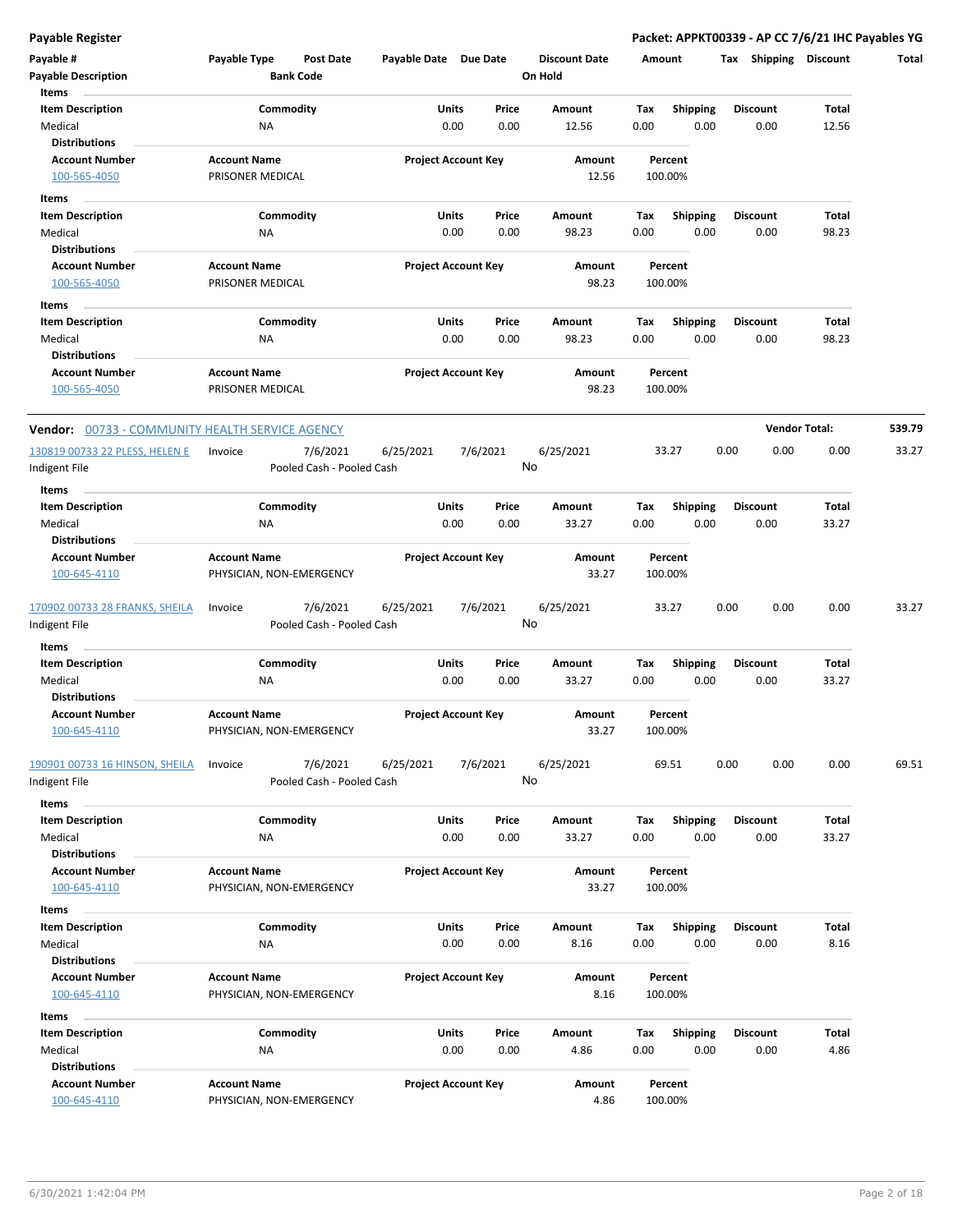**Payable Register** — **Packet: APPKT00339 - AP CC 7/6/21 IHC Payables YG**

| Payable # | Payable Type | Post Date | Payable Date | Due Date | Discount Date | Amount | Tax | Shipping | Discount | Total |
|---|---|---|---|---|---|---|---|---|---|---|
| Payable Description | | Bank Code | | | On Hold | | | | | |

**Items**

| Item Description | Commodity | Units | Price | Amount | Tax | Shipping | Discount | Total |
|---|---|---|---|---|---|---|---|---|
| Medical | NA | 0.00 | 0.00 | 12.56 | 0.00 | 0.00 | 0.00 | 12.56 |

**Distributions**

| Account Number | Account Name | Project Account Key | Amount | Percent |
|---|---|---|---|---|
| 100-565-4050 | PRISONER MEDICAL | | 12.56 | 100.00% |

**Items**

| Item Description | Commodity | Units | Price | Amount | Tax | Shipping | Discount | Total |
|---|---|---|---|---|---|---|---|---|
| Medical | NA | 0.00 | 0.00 | 98.23 | 0.00 | 0.00 | 0.00 | 98.23 |

**Distributions**

| Account Number | Account Name | Project Account Key | Amount | Percent |
|---|---|---|---|---|
| 100-565-4050 | PRISONER MEDICAL | | 98.23 | 100.00% |

**Items**

| Item Description | Commodity | Units | Price | Amount | Tax | Shipping | Discount | Total |
|---|---|---|---|---|---|---|---|---|
| Medical | NA | 0.00 | 0.00 | 98.23 | 0.00 | 0.00 | 0.00 | 98.23 |

**Distributions**

| Account Number | Account Name | Project Account Key | Amount | Percent |
|---|---|---|---|---|
| 100-565-4050 | PRISONER MEDICAL | | 98.23 | 100.00% |

**Vendor:** 00733 - COMMUNITY HEALTH SERVICE AGENCY — **Vendor Total:** 539.79

| Payable # | Payable Type | Post Date | Payable Date | Due Date | Discount Date | Amount | Tax | Shipping | Discount | Total |
|---|---|---|---|---|---|---|---|---|---|---|
| 130819 00733 22 PLESS, HELEN E | Invoice | 7/6/2021 | 6/25/2021 | 7/6/2021 | 6/25/2021 | 33.27 | 0.00 | 0.00 | 0.00 | 33.27 |
| Indigent File | | Pooled Cash - Pooled Cash | | | No | | | | | |

**Items**

| Item Description | Commodity | Units | Price | Amount | Tax | Shipping | Discount | Total |
|---|---|---|---|---|---|---|---|---|
| Medical | NA | 0.00 | 0.00 | 33.27 | 0.00 | 0.00 | 0.00 | 33.27 |

**Distributions**

| Account Number | Account Name | Project Account Key | Amount | Percent |
|---|---|---|---|---|
| 100-645-4110 | PHYSICIAN, NON-EMERGENCY | | 33.27 | 100.00% |

| Payable # | Payable Type | Post Date | Payable Date | Due Date | Discount Date | Amount | Tax | Shipping | Discount | Total |
|---|---|---|---|---|---|---|---|---|---|---|
| 170902 00733 28 FRANKS, SHEILA | Invoice | 7/6/2021 | 6/25/2021 | 7/6/2021 | 6/25/2021 | 33.27 | 0.00 | 0.00 | 0.00 | 33.27 |
| Indigent File | | Pooled Cash - Pooled Cash | | | No | | | | | |

**Items**

| Item Description | Commodity | Units | Price | Amount | Tax | Shipping | Discount | Total |
|---|---|---|---|---|---|---|---|---|
| Medical | NA | 0.00 | 0.00 | 33.27 | 0.00 | 0.00 | 0.00 | 33.27 |

**Distributions**

| Account Number | Account Name | Project Account Key | Amount | Percent |
|---|---|---|---|---|
| 100-645-4110 | PHYSICIAN, NON-EMERGENCY | | 33.27 | 100.00% |

| Payable # | Payable Type | Post Date | Payable Date | Due Date | Discount Date | Amount | Tax | Shipping | Discount | Total |
|---|---|---|---|---|---|---|---|---|---|---|
| 190901 00733 16 HINSON, SHEILA | Invoice | 7/6/2021 | 6/25/2021 | 7/6/2021 | 6/25/2021 | 69.51 | 0.00 | 0.00 | 0.00 | 69.51 |
| Indigent File | | Pooled Cash - Pooled Cash | | | No | | | | | |

**Items**

| Item Description | Commodity | Units | Price | Amount | Tax | Shipping | Discount | Total |
|---|---|---|---|---|---|---|---|---|
| Medical | NA | 0.00 | 0.00 | 33.27 | 0.00 | 0.00 | 0.00 | 33.27 |

**Distributions**

| Account Number | Account Name | Project Account Key | Amount | Percent |
|---|---|---|---|---|
| 100-645-4110 | PHYSICIAN, NON-EMERGENCY | | 33.27 | 100.00% |

**Items**

| Item Description | Commodity | Units | Price | Amount | Tax | Shipping | Discount | Total |
|---|---|---|---|---|---|---|---|---|
| Medical | NA | 0.00 | 0.00 | 8.16 | 0.00 | 0.00 | 0.00 | 8.16 |

**Distributions**

| Account Number | Account Name | Project Account Key | Amount | Percent |
|---|---|---|---|---|
| 100-645-4110 | PHYSICIAN, NON-EMERGENCY | | 8.16 | 100.00% |

**Items**

| Item Description | Commodity | Units | Price | Amount | Tax | Shipping | Discount | Total |
|---|---|---|---|---|---|---|---|---|
| Medical | NA | 0.00 | 0.00 | 4.86 | 0.00 | 0.00 | 0.00 | 4.86 |

**Distributions**

| Account Number | Account Name | Project Account Key | Amount | Percent |
|---|---|---|---|---|
| 100-645-4110 | PHYSICIAN, NON-EMERGENCY | | 4.86 | 100.00% |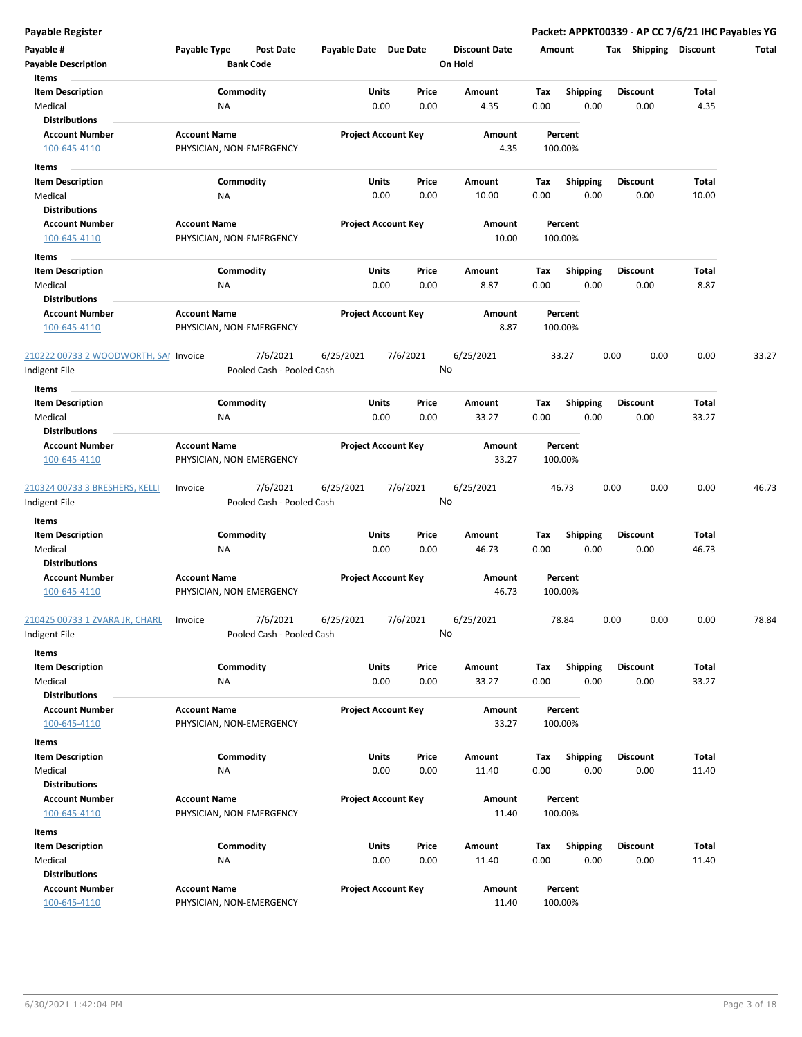**Payable Register** — Packet: APPKT00339 - AP CC 7/6/21 IHC Payables YG

| Payable # | Payable Type | Post Date | Payable Date | Due Date | Discount Date | Amount | Tax | Shipping | Discount | Total |
|---|---|---|---|---|---|---|---|---|---|---|
| Payable Description | | Bank Code | | | On Hold | | | | | |

**Items**

| Item Description | Commodity | Units | Price | Amount | Tax | Shipping | Discount | Total |
|---|---|---|---|---|---|---|---|---|
| Medical | NA | 0.00 | 0.00 | 4.35 | 0.00 | 0.00 | 0.00 | 4.35 |

**Distributions**

| Account Number | Account Name | Project Account Key | Amount | Percent |
|---|---|---|---|---|
| 100-645-4110 | PHYSICIAN, NON-EMERGENCY | | 4.35 | 100.00% |

**Items**

| Item Description | Commodity | Units | Price | Amount | Tax | Shipping | Discount | Total |
|---|---|---|---|---|---|---|---|---|
| Medical | NA | 0.00 | 0.00 | 10.00 | 0.00 | 0.00 | 0.00 | 10.00 |

**Distributions**

| Account Number | Account Name | Project Account Key | Amount | Percent |
|---|---|---|---|---|
| 100-645-4110 | PHYSICIAN, NON-EMERGENCY | | 10.00 | 100.00% |

**Items**

| Item Description | Commodity | Units | Price | Amount | Tax | Shipping | Discount | Total |
|---|---|---|---|---|---|---|---|---|
| Medical | NA | 0.00 | 0.00 | 8.87 | 0.00 | 0.00 | 0.00 | 8.87 |

**Distributions**

| Account Number | Account Name | Project Account Key | Amount | Percent |
|---|---|---|---|---|
| 100-645-4110 | PHYSICIAN, NON-EMERGENCY | | 8.87 | 100.00% |

| Payable # | Payable Type | Post Date | Payable Date | Due Date | Discount Date | Amount | Tax | Shipping | Discount | Total |
|---|---|---|---|---|---|---|---|---|---|---|
| 210222 00733 2 WOODWORTH, SAI | Invoice | 7/6/2021 | 6/25/2021 | 7/6/2021 | 6/25/2021 | 33.27 | 0.00 | 0.00 | 0.00 | 33.27 |
| Indigent File | | Pooled Cash - Pooled Cash | | | No | | | | | |

**Items**

| Item Description | Commodity | Units | Price | Amount | Tax | Shipping | Discount | Total |
|---|---|---|---|---|---|---|---|---|
| Medical | NA | 0.00 | 0.00 | 33.27 | 0.00 | 0.00 | 0.00 | 33.27 |

**Distributions**

| Account Number | Account Name | Project Account Key | Amount | Percent |
|---|---|---|---|---|
| 100-645-4110 | PHYSICIAN, NON-EMERGENCY | | 33.27 | 100.00% |

| Payable # | Payable Type | Post Date | Payable Date | Due Date | Discount Date | Amount | Tax | Shipping | Discount | Total |
|---|---|---|---|---|---|---|---|---|---|---|
| 210324 00733 3 BRESHERS, KELLI | Invoice | 7/6/2021 | 6/25/2021 | 7/6/2021 | 6/25/2021 | 46.73 | 0.00 | 0.00 | 0.00 | 46.73 |
| Indigent File | | Pooled Cash - Pooled Cash | | | No | | | | | |

**Items**

| Item Description | Commodity | Units | Price | Amount | Tax | Shipping | Discount | Total |
|---|---|---|---|---|---|---|---|---|
| Medical | NA | 0.00 | 0.00 | 46.73 | 0.00 | 0.00 | 0.00 | 46.73 |

**Distributions**

| Account Number | Account Name | Project Account Key | Amount | Percent |
|---|---|---|---|---|
| 100-645-4110 | PHYSICIAN, NON-EMERGENCY | | 46.73 | 100.00% |

| Payable # | Payable Type | Post Date | Payable Date | Due Date | Discount Date | Amount | Tax | Shipping | Discount | Total |
|---|---|---|---|---|---|---|---|---|---|---|
| 210425 00733 1 ZVARA JR, CHARL | Invoice | 7/6/2021 | 6/25/2021 | 7/6/2021 | 6/25/2021 | 78.84 | 0.00 | 0.00 | 0.00 | 78.84 |
| Indigent File | | Pooled Cash - Pooled Cash | | | No | | | | | |

**Items**

| Item Description | Commodity | Units | Price | Amount | Tax | Shipping | Discount | Total |
|---|---|---|---|---|---|---|---|---|
| Medical | NA | 0.00 | 0.00 | 33.27 | 0.00 | 0.00 | 0.00 | 33.27 |

**Distributions**

| Account Number | Account Name | Project Account Key | Amount | Percent |
|---|---|---|---|---|
| 100-645-4110 | PHYSICIAN, NON-EMERGENCY | | 33.27 | 100.00% |

**Items**

| Item Description | Commodity | Units | Price | Amount | Tax | Shipping | Discount | Total |
|---|---|---|---|---|---|---|---|---|
| Medical | NA | 0.00 | 0.00 | 11.40 | 0.00 | 0.00 | 0.00 | 11.40 |

**Distributions**

| Account Number | Account Name | Project Account Key | Amount | Percent |
|---|---|---|---|---|
| 100-645-4110 | PHYSICIAN, NON-EMERGENCY | | 11.40 | 100.00% |

**Items**

| Item Description | Commodity | Units | Price | Amount | Tax | Shipping | Discount | Total |
|---|---|---|---|---|---|---|---|---|
| Medical | NA | 0.00 | 0.00 | 11.40 | 0.00 | 0.00 | 0.00 | 11.40 |

**Distributions**

| Account Number | Account Name | Project Account Key | Amount | Percent |
|---|---|---|---|---|
| 100-645-4110 | PHYSICIAN, NON-EMERGENCY | | 11.40 | 100.00% |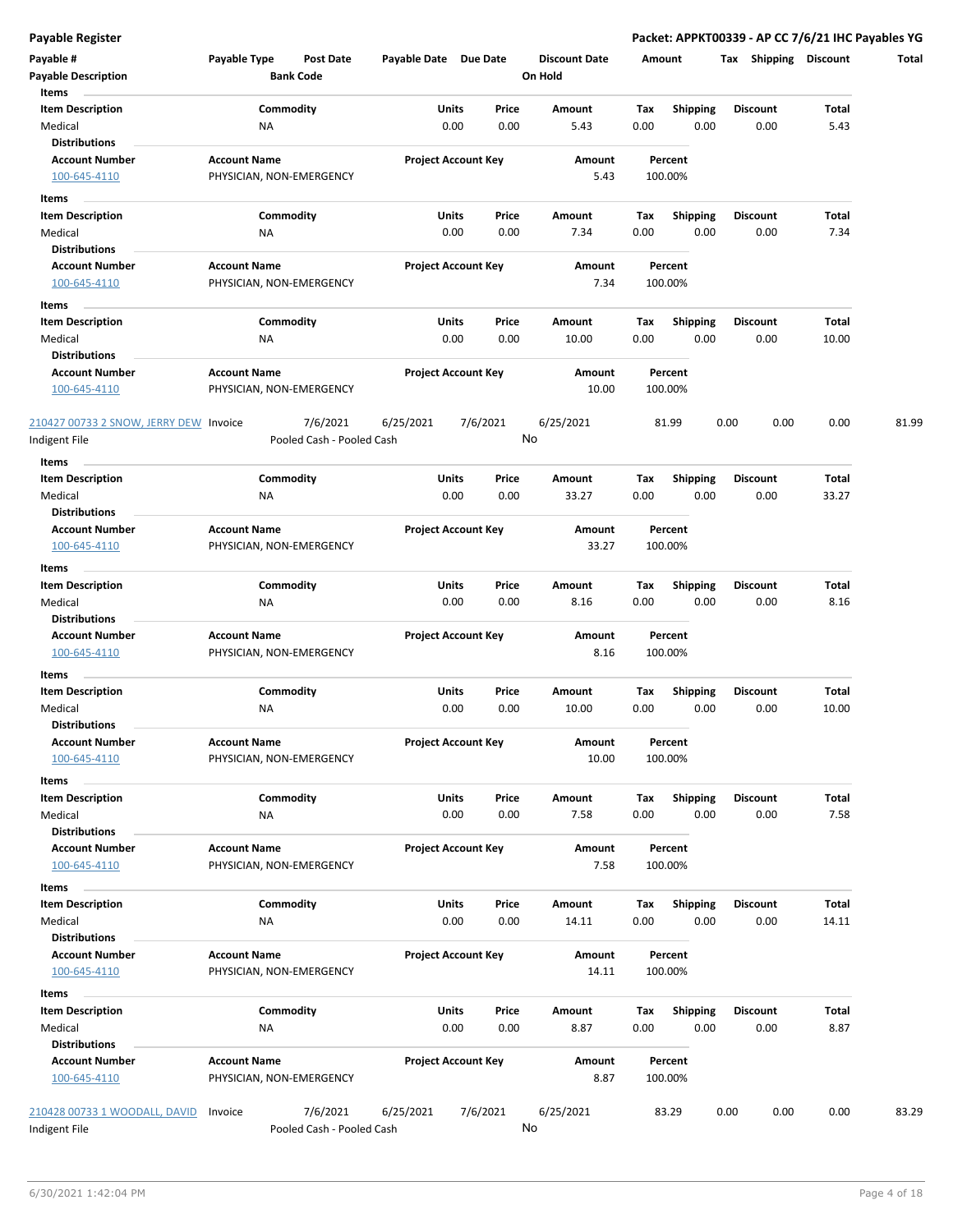**Payable Register** — **Packet: APPKT00339 - AP CC 7/6/21 IHC Payables YG**

| Payable # | Payable Type | Post Date | Payable Date | Due Date | Discount Date | Amount | Tax | Shipping | Discount | Total |
|---|---|---|---|---|---|---|---|---|---|---|
| **Payable Description** | | **Bank Code** | | | **On Hold** | | | | | |

**Items**

| Item Description | Commodity | Units | Price | Amount | Tax | Shipping | Discount | Total |
|---|---|---|---|---|---|---|---|---|
| Medical | NA | 0.00 | 0.00 | 5.43 | 0.00 | 0.00 | 0.00 | 5.43 |

**Distributions**

| Account Number | Account Name | Project Account Key | Amount | Percent |
|---|---|---|---|---|
| 100-645-4110 | PHYSICIAN, NON-EMERGENCY | | 5.43 | 100.00% |

**Items**

| Item Description | Commodity | Units | Price | Amount | Tax | Shipping | Discount | Total |
|---|---|---|---|---|---|---|---|---|
| Medical | NA | 0.00 | 0.00 | 7.34 | 0.00 | 0.00 | 0.00 | 7.34 |

**Distributions**

| Account Number | Account Name | Project Account Key | Amount | Percent |
|---|---|---|---|---|
| 100-645-4110 | PHYSICIAN, NON-EMERGENCY | | 7.34 | 100.00% |

**Items**

| Item Description | Commodity | Units | Price | Amount | Tax | Shipping | Discount | Total |
|---|---|---|---|---|---|---|---|---|
| Medical | NA | 0.00 | 0.00 | 10.00 | 0.00 | 0.00 | 0.00 | 10.00 |

**Distributions**

| Account Number | Account Name | Project Account Key | Amount | Percent |
|---|---|---|---|---|
| 100-645-4110 | PHYSICIAN, NON-EMERGENCY | | 10.00 | 100.00% |

| Payable # | Payable Type | Post Date | Payable Date | Due Date | Discount Date | Amount | Tax | Shipping | Discount | Total |
|---|---|---|---|---|---|---|---|---|---|---|
| 210427 00733 2 SNOW, JERRY DEW | Invoice | 7/6/2021 | 6/25/2021 | 7/6/2021 | 6/25/2021 | 81.99 | 0.00 | 0.00 | 0.00 | 81.99 |
| Indigent File | | Pooled Cash - Pooled Cash | | | No | | | | | |

**Items**

| Item Description | Commodity | Units | Price | Amount | Tax | Shipping | Discount | Total |
|---|---|---|---|---|---|---|---|---|
| Medical | NA | 0.00 | 0.00 | 33.27 | 0.00 | 0.00 | 0.00 | 33.27 |

**Distributions**

| Account Number | Account Name | Project Account Key | Amount | Percent |
|---|---|---|---|---|
| 100-645-4110 | PHYSICIAN, NON-EMERGENCY | | 33.27 | 100.00% |

**Items**

| Item Description | Commodity | Units | Price | Amount | Tax | Shipping | Discount | Total |
|---|---|---|---|---|---|---|---|---|
| Medical | NA | 0.00 | 0.00 | 8.16 | 0.00 | 0.00 | 0.00 | 8.16 |

**Distributions**

| Account Number | Account Name | Project Account Key | Amount | Percent |
|---|---|---|---|---|
| 100-645-4110 | PHYSICIAN, NON-EMERGENCY | | 8.16 | 100.00% |

**Items**

| Item Description | Commodity | Units | Price | Amount | Tax | Shipping | Discount | Total |
|---|---|---|---|---|---|---|---|---|
| Medical | NA | 0.00 | 0.00 | 10.00 | 0.00 | 0.00 | 0.00 | 10.00 |

**Distributions**

| Account Number | Account Name | Project Account Key | Amount | Percent |
|---|---|---|---|---|
| 100-645-4110 | PHYSICIAN, NON-EMERGENCY | | 10.00 | 100.00% |

**Items**

| Item Description | Commodity | Units | Price | Amount | Tax | Shipping | Discount | Total |
|---|---|---|---|---|---|---|---|---|
| Medical | NA | 0.00 | 0.00 | 7.58 | 0.00 | 0.00 | 0.00 | 7.58 |

**Distributions**

| Account Number | Account Name | Project Account Key | Amount | Percent |
|---|---|---|---|---|
| 100-645-4110 | PHYSICIAN, NON-EMERGENCY | | 7.58 | 100.00% |

**Items**

| Item Description | Commodity | Units | Price | Amount | Tax | Shipping | Discount | Total |
|---|---|---|---|---|---|---|---|---|
| Medical | NA | 0.00 | 0.00 | 14.11 | 0.00 | 0.00 | 0.00 | 14.11 |

**Distributions**

| Account Number | Account Name | Project Account Key | Amount | Percent |
|---|---|---|---|---|
| 100-645-4110 | PHYSICIAN, NON-EMERGENCY | | 14.11 | 100.00% |

**Items**

| Item Description | Commodity | Units | Price | Amount | Tax | Shipping | Discount | Total |
|---|---|---|---|---|---|---|---|---|
| Medical | NA | 0.00 | 0.00 | 8.87 | 0.00 | 0.00 | 0.00 | 8.87 |

**Distributions**

| Account Number | Account Name | Project Account Key | Amount | Percent |
|---|---|---|---|---|
| 100-645-4110 | PHYSICIAN, NON-EMERGENCY | | 8.87 | 100.00% |

| Payable # | Payable Type | Post Date | Payable Date | Due Date | Discount Date | Amount | Tax | Shipping | Discount | Total |
|---|---|---|---|---|---|---|---|---|---|---|
| 210428 00733 1 WOODALL, DAVID | Invoice | 7/6/2021 | 6/25/2021 | 7/6/2021 | 6/25/2021 | 83.29 | 0.00 | 0.00 | 0.00 | 83.29 |
| Indigent File | | Pooled Cash - Pooled Cash | | | No | | | | | |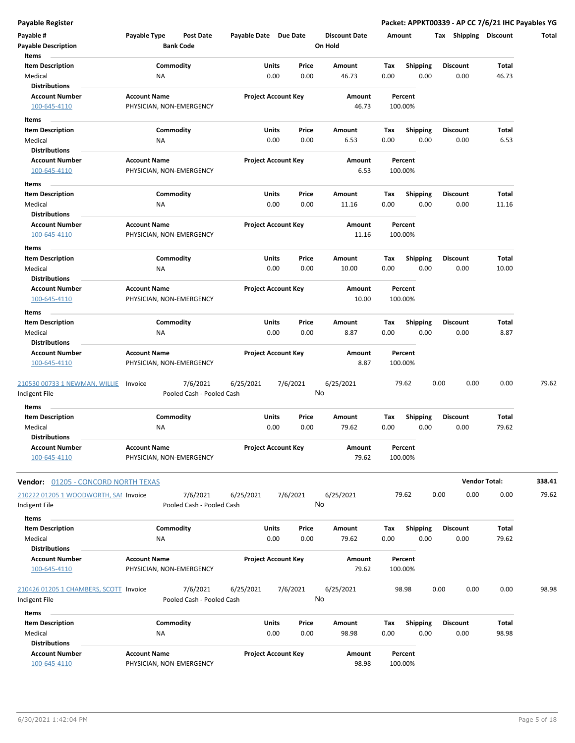**Payable Register** — **Packet: APPKT00339 - AP CC 7/6/21 IHC Payables YG**

| Payable # | Payable Type | Post Date | Payable Date | Due Date | Discount Date | Amount | Tax | Shipping | Discount | Total |
|---|---|---|---|---|---|---|---|---|---|---|
| Payable Description | | Bank Code | | | On Hold | | | | | |

**Items**

| Item Description | Commodity | Units | Price | Amount | Tax | Shipping | Discount | Total |
|---|---|---|---|---|---|---|---|---|
| Medical | NA | 0.00 | 0.00 | 46.73 | 0.00 | 0.00 | 0.00 | 46.73 |

**Distributions**

| Account Number | Account Name | Project Account Key | Amount | Percent |
|---|---|---|---|---|
| 100-645-4110 | PHYSICIAN, NON-EMERGENCY | | 46.73 | 100.00% |

**Items**

| Item Description | Commodity | Units | Price | Amount | Tax | Shipping | Discount | Total |
|---|---|---|---|---|---|---|---|---|
| Medical | NA | 0.00 | 0.00 | 6.53 | 0.00 | 0.00 | 0.00 | 6.53 |

**Distributions**

| Account Number | Account Name | Project Account Key | Amount | Percent |
|---|---|---|---|---|
| 100-645-4110 | PHYSICIAN, NON-EMERGENCY | | 6.53 | 100.00% |

**Items**

| Item Description | Commodity | Units | Price | Amount | Tax | Shipping | Discount | Total |
|---|---|---|---|---|---|---|---|---|
| Medical | NA | 0.00 | 0.00 | 11.16 | 0.00 | 0.00 | 0.00 | 11.16 |

**Distributions**

| Account Number | Account Name | Project Account Key | Amount | Percent |
|---|---|---|---|---|
| 100-645-4110 | PHYSICIAN, NON-EMERGENCY | | 11.16 | 100.00% |

**Items**

| Item Description | Commodity | Units | Price | Amount | Tax | Shipping | Discount | Total |
|---|---|---|---|---|---|---|---|---|
| Medical | NA | 0.00 | 0.00 | 10.00 | 0.00 | 0.00 | 0.00 | 10.00 |

**Distributions**

| Account Number | Account Name | Project Account Key | Amount | Percent |
|---|---|---|---|---|
| 100-645-4110 | PHYSICIAN, NON-EMERGENCY | | 10.00 | 100.00% |

**Items**

| Item Description | Commodity | Units | Price | Amount | Tax | Shipping | Discount | Total |
|---|---|---|---|---|---|---|---|---|
| Medical | NA | 0.00 | 0.00 | 8.87 | 0.00 | 0.00 | 0.00 | 8.87 |

**Distributions**

| Account Number | Account Name | Project Account Key | Amount | Percent |
|---|---|---|---|---|
| 100-645-4110 | PHYSICIAN, NON-EMERGENCY | | 8.87 | 100.00% |

| Payable # | Payable Type | Post Date | Payable Date | Due Date | Discount Date | Amount | Tax | Shipping | Discount | Total |
|---|---|---|---|---|---|---|---|---|---|---|
| 210530 00733 1 NEWMAN, WILLIE | Invoice | 7/6/2021 | 6/25/2021 | 7/6/2021 | 6/25/2021 | 79.62 | 0.00 | 0.00 | 0.00 | 79.62 |
| Indigent File | | Pooled Cash - Pooled Cash | | | No | | | | | |

**Items**

| Item Description | Commodity | Units | Price | Amount | Tax | Shipping | Discount | Total |
|---|---|---|---|---|---|---|---|---|
| Medical | NA | 0.00 | 0.00 | 79.62 | 0.00 | 0.00 | 0.00 | 79.62 |

**Distributions**

| Account Number | Account Name | Project Account Key | Amount | Percent |
|---|---|---|---|---|
| 100-645-4110 | PHYSICIAN, NON-EMERGENCY | | 79.62 | 100.00% |

**Vendor Total: 338.41**

## Vendor: 01205 - CONCORD NORTH TEXAS

| Payable # | Payable Type | Post Date | Payable Date | Due Date | Discount Date | Amount | Tax | Shipping | Discount | Total |
|---|---|---|---|---|---|---|---|---|---|---|
| 210222 01205 1 WOODWORTH, SAI | Invoice | 7/6/2021 | 6/25/2021 | 7/6/2021 | 6/25/2021 | 79.62 | 0.00 | 0.00 | 0.00 | 79.62 |
| Indigent File | | Pooled Cash - Pooled Cash | | | No | | | | | |

**Items**

| Item Description | Commodity | Units | Price | Amount | Tax | Shipping | Discount | Total |
|---|---|---|---|---|---|---|---|---|
| Medical | NA | 0.00 | 0.00 | 79.62 | 0.00 | 0.00 | 0.00 | 79.62 |

**Distributions**

| Account Number | Account Name | Project Account Key | Amount | Percent |
|---|---|---|---|---|
| 100-645-4110 | PHYSICIAN, NON-EMERGENCY | | 79.62 | 100.00% |

| Payable # | Payable Type | Post Date | Payable Date | Due Date | Discount Date | Amount | Tax | Shipping | Discount | Total |
|---|---|---|---|---|---|---|---|---|---|---|
| 210426 01205 1 CHAMBERS, SCOTT | Invoice | 7/6/2021 | 6/25/2021 | 7/6/2021 | 6/25/2021 | 98.98 | 0.00 | 0.00 | 0.00 | 98.98 |
| Indigent File | | Pooled Cash - Pooled Cash | | | No | | | | | |

**Items**

| Item Description | Commodity | Units | Price | Amount | Tax | Shipping | Discount | Total |
|---|---|---|---|---|---|---|---|---|
| Medical | NA | 0.00 | 0.00 | 98.98 | 0.00 | 0.00 | 0.00 | 98.98 |

**Distributions**

| Account Number | Account Name | Project Account Key | Amount | Percent |
|---|---|---|---|---|
| 100-645-4110 | PHYSICIAN, NON-EMERGENCY | | 98.98 | 100.00% |

6/30/2021 1:42:04 PM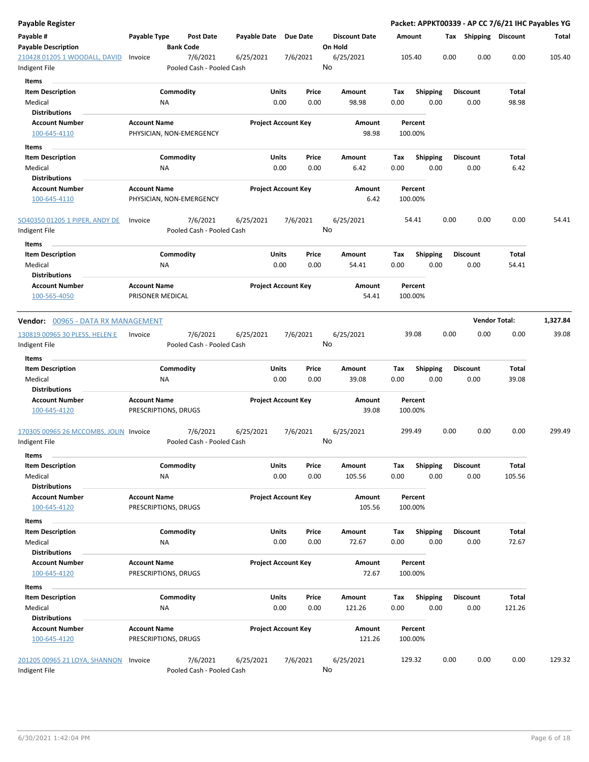**Payable Register** — **Packet: APPKT00339 - AP CC 7/6/21 IHC Payables YG**

| Payable # / Payable Description | Payable Type | Post Date / Bank Code | Payable Date | Due Date | Discount Date / On Hold | Amount | Tax | Shipping | Discount | Total |
|---|---|---|---|---|---|---|---|---|---|---|
| 210428 01205 1 WOODALL, DAVID / Indigent File | Invoice | 7/6/2021 / Pooled Cash - Pooled Cash | 6/25/2021 | 7/6/2021 | 6/25/2021 / No | 105.40 | 0.00 | 0.00 | 0.00 | 105.40 |

Items

| Item Description | Commodity | Units | Price | Amount | Tax | Shipping | Discount | Total |
|---|---|---|---|---|---|---|---|---|
| Medical | NA | 0.00 | 0.00 | 98.98 | 0.00 | 0.00 | 0.00 | 98.98 |

Distributions

| Account Number | Account Name | Project Account Key | Amount | Percent |
|---|---|---|---|---|
| 100-645-4110 | PHYSICIAN, NON-EMERGENCY | | 98.98 | 100.00% |

Items

| Item Description | Commodity | Units | Price | Amount | Tax | Shipping | Discount | Total |
|---|---|---|---|---|---|---|---|---|
| Medical | NA | 0.00 | 0.00 | 6.42 | 0.00 | 0.00 | 0.00 | 6.42 |

Distributions

| Account Number | Account Name | Project Account Key | Amount | Percent |
|---|---|---|---|---|
| 100-645-4110 | PHYSICIAN, NON-EMERGENCY | | 6.42 | 100.00% |

| Payable # / Payable Description | Payable Type | Post Date / Bank Code | Payable Date | Due Date | Discount Date / On Hold | Amount | Tax | Shipping | Discount | Total |
|---|---|---|---|---|---|---|---|---|---|---|
| SO40350 01205 1 PIPER, ANDY DE / Indigent File | Invoice | 7/6/2021 / Pooled Cash - Pooled Cash | 6/25/2021 | 7/6/2021 | 6/25/2021 / No | 54.41 | 0.00 | 0.00 | 0.00 | 54.41 |

Items

| Item Description | Commodity | Units | Price | Amount | Tax | Shipping | Discount | Total |
|---|---|---|---|---|---|---|---|---|
| Medical | NA | 0.00 | 0.00 | 54.41 | 0.00 | 0.00 | 0.00 | 54.41 |

Distributions

| Account Number | Account Name | Project Account Key | Amount | Percent |
|---|---|---|---|---|
| 100-565-4050 | PRISONER MEDICAL | | 54.41 | 100.00% |

**Vendor: 00965 - DATA RX MANAGEMENT** — **Vendor Total: 1,327.84**

| Payable # / Payable Description | Payable Type | Post Date / Bank Code | Payable Date | Due Date | Discount Date / On Hold | Amount | Tax | Shipping | Discount | Total |
|---|---|---|---|---|---|---|---|---|---|---|
| 130819 00965 30 PLESS, HELEN E / Indigent File | Invoice | 7/6/2021 / Pooled Cash - Pooled Cash | 6/25/2021 | 7/6/2021 | 6/25/2021 / No | 39.08 | 0.00 | 0.00 | 0.00 | 39.08 |

Items

| Item Description | Commodity | Units | Price | Amount | Tax | Shipping | Discount | Total |
|---|---|---|---|---|---|---|---|---|
| Medical | NA | 0.00 | 0.00 | 39.08 | 0.00 | 0.00 | 0.00 | 39.08 |

Distributions

| Account Number | Account Name | Project Account Key | Amount | Percent |
|---|---|---|---|---|
| 100-645-4120 | PRESCRIPTIONS, DRUGS | | 39.08 | 100.00% |

| Payable # / Payable Description | Payable Type | Post Date / Bank Code | Payable Date | Due Date | Discount Date / On Hold | Amount | Tax | Shipping | Discount | Total |
|---|---|---|---|---|---|---|---|---|---|---|
| 170305 00965 26 MCCOMBS, JOLIN / Indigent File | Invoice | 7/6/2021 / Pooled Cash - Pooled Cash | 6/25/2021 | 7/6/2021 | 6/25/2021 / No | 299.49 | 0.00 | 0.00 | 0.00 | 299.49 |

Items

| Item Description | Commodity | Units | Price | Amount | Tax | Shipping | Discount | Total |
|---|---|---|---|---|---|---|---|---|
| Medical | NA | 0.00 | 0.00 | 105.56 | 0.00 | 0.00 | 0.00 | 105.56 |

Distributions

| Account Number | Account Name | Project Account Key | Amount | Percent |
|---|---|---|---|---|
| 100-645-4120 | PRESCRIPTIONS, DRUGS | | 105.56 | 100.00% |

Items

| Item Description | Commodity | Units | Price | Amount | Tax | Shipping | Discount | Total |
|---|---|---|---|---|---|---|---|---|
| Medical | NA | 0.00 | 0.00 | 72.67 | 0.00 | 0.00 | 0.00 | 72.67 |

Distributions

| Account Number | Account Name | Project Account Key | Amount | Percent |
|---|---|---|---|---|
| 100-645-4120 | PRESCRIPTIONS, DRUGS | | 72.67 | 100.00% |

Items

| Item Description | Commodity | Units | Price | Amount | Tax | Shipping | Discount | Total |
|---|---|---|---|---|---|---|---|---|
| Medical | NA | 0.00 | 0.00 | 121.26 | 0.00 | 0.00 | 0.00 | 121.26 |

Distributions

| Account Number | Account Name | Project Account Key | Amount | Percent |
|---|---|---|---|---|
| 100-645-4120 | PRESCRIPTIONS, DRUGS | | 121.26 | 100.00% |

| Payable # / Payable Description | Payable Type | Post Date / Bank Code | Payable Date | Due Date | Discount Date / On Hold | Amount | Tax | Shipping | Discount | Total |
|---|---|---|---|---|---|---|---|---|---|---|
| 201205 00965 21 LOYA, SHANNON / Indigent File | Invoice | 7/6/2021 / Pooled Cash - Pooled Cash | 6/25/2021 | 7/6/2021 | 6/25/2021 / No | 129.32 | 0.00 | 0.00 | 0.00 | 129.32 |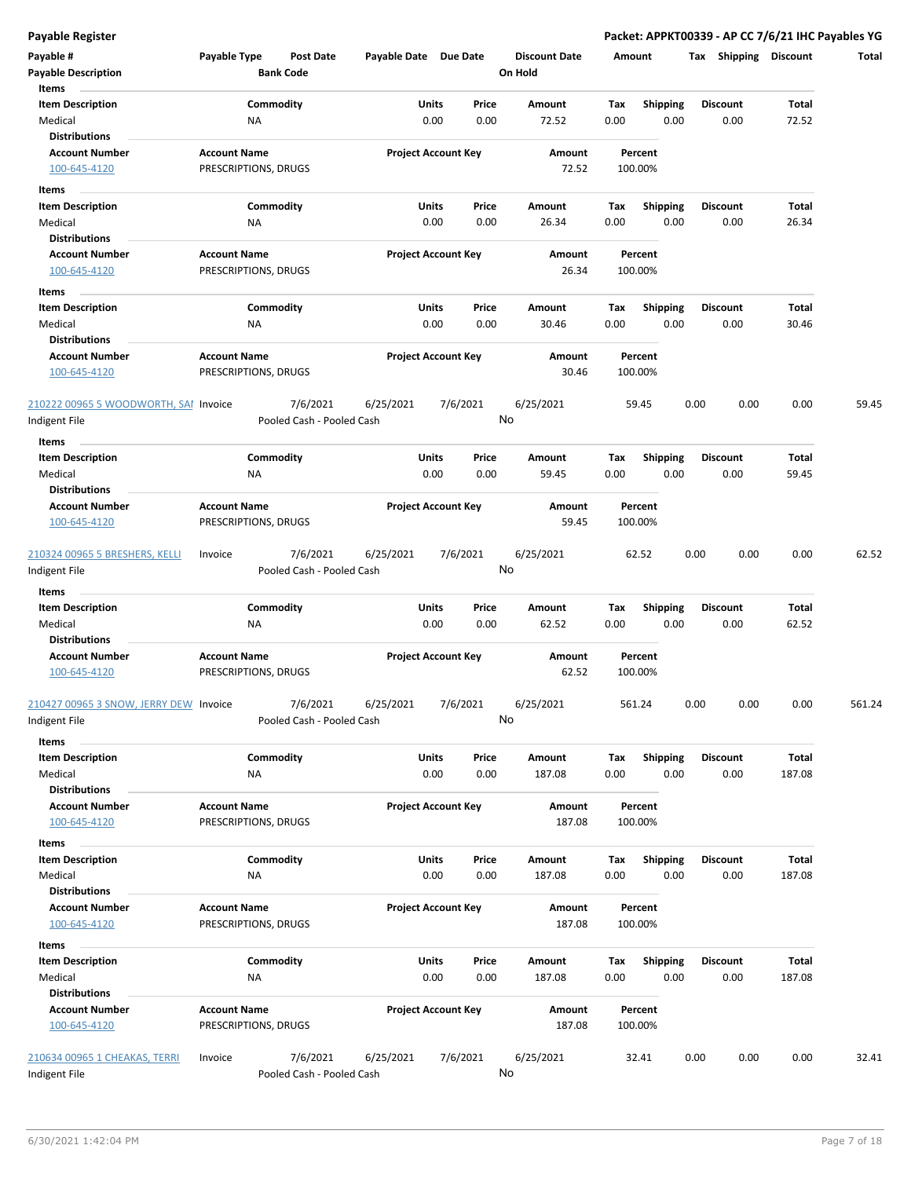**Payable Register**

**Packet: APPKT00339 - AP CC 7/6/21 IHC Payables YG**

| Payable # | Payable Type | Post Date | Payable Date | Due Date | Discount Date | Amount | Tax | Shipping | Discount | Total |
|---|---|---|---|---|---|---|---|---|---|---|
| **Payable Description** | | **Bank Code** | | | **On Hold** | | | | | |

**Items**

| Item Description | Commodity | Units | Price | Amount | Tax | Shipping | Discount | Total |
|---|---|---|---|---|---|---|---|---|
| Medical | NA | 0.00 | 0.00 | 72.52 | 0.00 | 0.00 | 0.00 | 72.52 |

**Distributions**

| Account Number | Account Name | Project Account Key | Amount | Percent |
|---|---|---|---|---|
| 100-645-4120 | PRESCRIPTIONS, DRUGS | | 72.52 | 100.00% |

**Items**

| Item Description | Commodity | Units | Price | Amount | Tax | Shipping | Discount | Total |
|---|---|---|---|---|---|---|---|---|
| Medical | NA | 0.00 | 0.00 | 26.34 | 0.00 | 0.00 | 0.00 | 26.34 |

**Distributions**

| Account Number | Account Name | Project Account Key | Amount | Percent |
|---|---|---|---|---|
| 100-645-4120 | PRESCRIPTIONS, DRUGS | | 26.34 | 100.00% |

**Items**

| Item Description | Commodity | Units | Price | Amount | Tax | Shipping | Discount | Total |
|---|---|---|---|---|---|---|---|---|
| Medical | NA | 0.00 | 0.00 | 30.46 | 0.00 | 0.00 | 0.00 | 30.46 |

**Distributions**

| Account Number | Account Name | Project Account Key | Amount | Percent |
|---|---|---|---|---|
| 100-645-4120 | PRESCRIPTIONS, DRUGS | | 30.46 | 100.00% |

| Payable # | Payable Type | Post Date | Payable Date | Due Date | Discount Date | Amount | Tax | Shipping | Discount | Total |
|---|---|---|---|---|---|---|---|---|---|---|
| 210222 00965 5 WOODWORTH, SAI | Invoice | 7/6/2021 | 6/25/2021 | 7/6/2021 | 6/25/2021 | 59.45 | 0.00 | 0.00 | 0.00 | 59.45 |
| Indigent File | | Pooled Cash - Pooled Cash | | | No | | | | | |

**Items**

| Item Description | Commodity | Units | Price | Amount | Tax | Shipping | Discount | Total |
|---|---|---|---|---|---|---|---|---|
| Medical | NA | 0.00 | 0.00 | 59.45 | 0.00 | 0.00 | 0.00 | 59.45 |

**Distributions**

| Account Number | Account Name | Project Account Key | Amount | Percent |
|---|---|---|---|---|
| 100-645-4120 | PRESCRIPTIONS, DRUGS | | 59.45 | 100.00% |

| Payable # | Payable Type | Post Date | Payable Date | Due Date | Discount Date | Amount | Tax | Shipping | Discount | Total |
|---|---|---|---|---|---|---|---|---|---|---|
| 210324 00965 5 BRESHERS, KELLI | Invoice | 7/6/2021 | 6/25/2021 | 7/6/2021 | 6/25/2021 | 62.52 | 0.00 | 0.00 | 0.00 | 62.52 |
| Indigent File | | Pooled Cash - Pooled Cash | | | No | | | | | |

**Items**

| Item Description | Commodity | Units | Price | Amount | Tax | Shipping | Discount | Total |
|---|---|---|---|---|---|---|---|---|
| Medical | NA | 0.00 | 0.00 | 62.52 | 0.00 | 0.00 | 0.00 | 62.52 |

**Distributions**

| Account Number | Account Name | Project Account Key | Amount | Percent |
|---|---|---|---|---|
| 100-645-4120 | PRESCRIPTIONS, DRUGS | | 62.52 | 100.00% |

| Payable # | Payable Type | Post Date | Payable Date | Due Date | Discount Date | Amount | Tax | Shipping | Discount | Total |
|---|---|---|---|---|---|---|---|---|---|---|
| 210427 00965 3 SNOW, JERRY DEW | Invoice | 7/6/2021 | 6/25/2021 | 7/6/2021 | 6/25/2021 | 561.24 | 0.00 | 0.00 | 0.00 | 561.24 |
| Indigent File | | Pooled Cash - Pooled Cash | | | No | | | | | |

**Items**

| Item Description | Commodity | Units | Price | Amount | Tax | Shipping | Discount | Total |
|---|---|---|---|---|---|---|---|---|
| Medical | NA | 0.00 | 0.00 | 187.08 | 0.00 | 0.00 | 0.00 | 187.08 |

**Distributions**

| Account Number | Account Name | Project Account Key | Amount | Percent |
|---|---|---|---|---|
| 100-645-4120 | PRESCRIPTIONS, DRUGS | | 187.08 | 100.00% |

**Items**

| Item Description | Commodity | Units | Price | Amount | Tax | Shipping | Discount | Total |
|---|---|---|---|---|---|---|---|---|
| Medical | NA | 0.00 | 0.00 | 187.08 | 0.00 | 0.00 | 0.00 | 187.08 |

**Distributions**

| Account Number | Account Name | Project Account Key | Amount | Percent |
|---|---|---|---|---|
| 100-645-4120 | PRESCRIPTIONS, DRUGS | | 187.08 | 100.00% |

**Items**

| Item Description | Commodity | Units | Price | Amount | Tax | Shipping | Discount | Total |
|---|---|---|---|---|---|---|---|---|
| Medical | NA | 0.00 | 0.00 | 187.08 | 0.00 | 0.00 | 0.00 | 187.08 |

**Distributions**

| Account Number | Account Name | Project Account Key | Amount | Percent |
|---|---|---|---|---|
| 100-645-4120 | PRESCRIPTIONS, DRUGS | | 187.08 | 100.00% |

| Payable # | Payable Type | Post Date | Payable Date | Due Date | Discount Date | Amount | Tax | Shipping | Discount | Total |
|---|---|---|---|---|---|---|---|---|---|---|
| 210634 00965 1 CHEAKAS, TERRI | Invoice | 7/6/2021 | 6/25/2021 | 7/6/2021 | 6/25/2021 | 32.41 | 0.00 | 0.00 | 0.00 | 32.41 |
| Indigent File | | Pooled Cash - Pooled Cash | | | No | | | | | |

6/30/2021 1:42:04 PM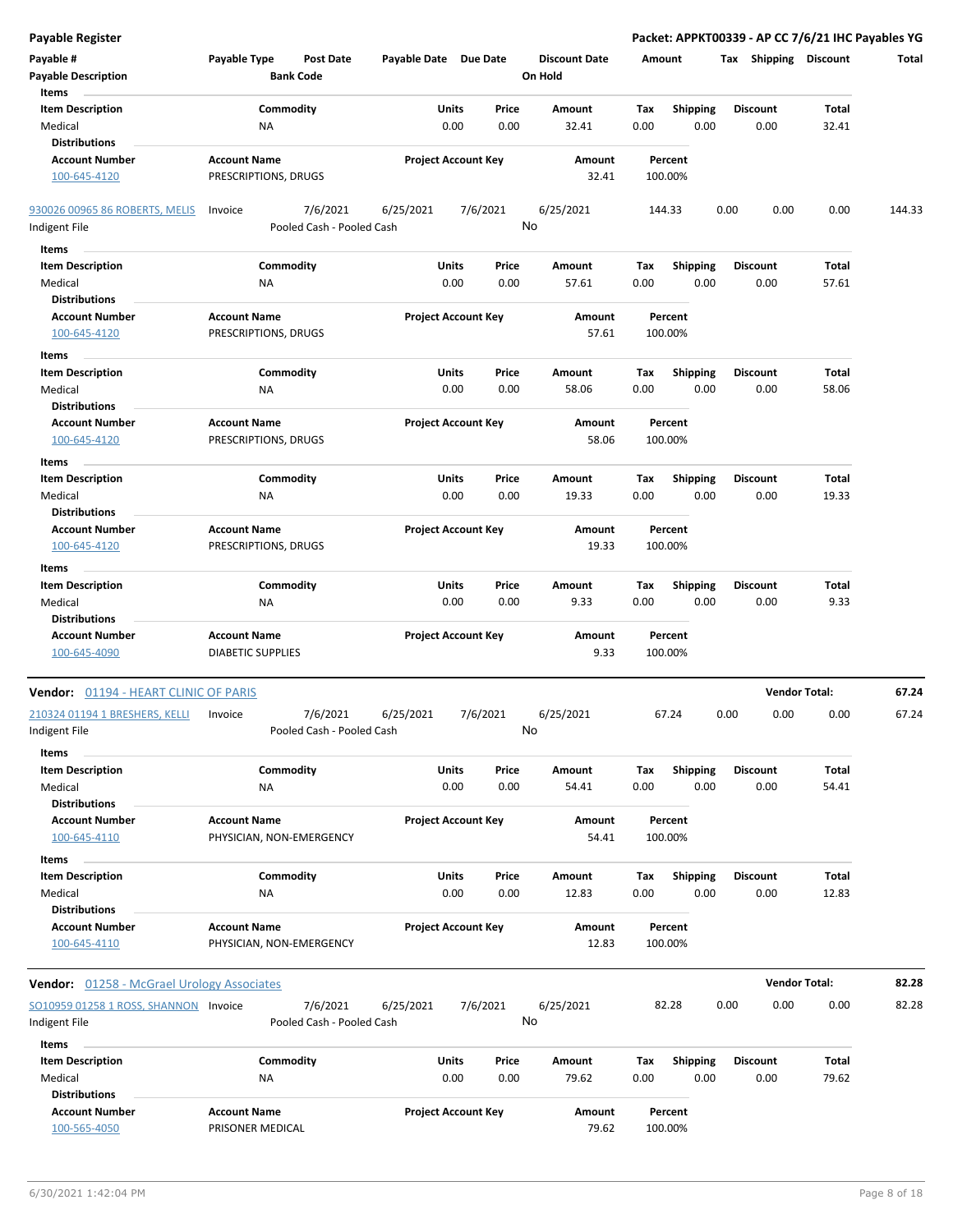**Payable Register** — **Packet: APPKT00339 - AP CC 7/6/21 IHC Payables YG**

| Payable # | Payable Type | Post Date | Payable Date | Due Date | Discount Date | Amount | Tax | Shipping | Discount | Total |
|---|---|---|---|---|---|---|---|---|---|---|
| Payable Description | | Bank Code | | | On Hold | | | | | |

**Items**

| Item Description | Commodity | Units | Price | Amount | Tax | Shipping | Discount | Total |
|---|---|---|---|---|---|---|---|---|
| Medical | NA | 0.00 | 0.00 | 32.41 | 0.00 | 0.00 | 0.00 | 32.41 |

**Distributions**

| Account Number | Account Name | Project Account Key | Amount | Percent |
|---|---|---|---|---|
| 100-645-4120 | PRESCRIPTIONS, DRUGS | | 32.41 | 100.00% |

| Payable # | Payable Type | Post Date | Payable Date | Due Date | Discount Date | Amount | Tax | Shipping | Discount | Total |
|---|---|---|---|---|---|---|---|---|---|---|
| 930026 00965 86 ROBERTS, MELIS | Invoice | 7/6/2021 | 6/25/2021 | 7/6/2021 | 6/25/2021 | 144.33 | 0.00 | 0.00 | 0.00 | 144.33 |
| Indigent File | | Pooled Cash - Pooled Cash | | | No | | | | | |

**Items**

| Item Description | Commodity | Units | Price | Amount | Tax | Shipping | Discount | Total |
|---|---|---|---|---|---|---|---|---|
| Medical | NA | 0.00 | 0.00 | 57.61 | 0.00 | 0.00 | 0.00 | 57.61 |

**Distributions**

| Account Number | Account Name | Project Account Key | Amount | Percent |
|---|---|---|---|---|
| 100-645-4120 | PRESCRIPTIONS, DRUGS | | 57.61 | 100.00% |

**Items**

| Item Description | Commodity | Units | Price | Amount | Tax | Shipping | Discount | Total |
|---|---|---|---|---|---|---|---|---|
| Medical | NA | 0.00 | 0.00 | 58.06 | 0.00 | 0.00 | 0.00 | 58.06 |

**Distributions**

| Account Number | Account Name | Project Account Key | Amount | Percent |
|---|---|---|---|---|
| 100-645-4120 | PRESCRIPTIONS, DRUGS | | 58.06 | 100.00% |

**Items**

| Item Description | Commodity | Units | Price | Amount | Tax | Shipping | Discount | Total |
|---|---|---|---|---|---|---|---|---|
| Medical | NA | 0.00 | 0.00 | 19.33 | 0.00 | 0.00 | 0.00 | 19.33 |

**Distributions**

| Account Number | Account Name | Project Account Key | Amount | Percent |
|---|---|---|---|---|
| 100-645-4120 | PRESCRIPTIONS, DRUGS | | 19.33 | 100.00% |

**Items**

| Item Description | Commodity | Units | Price | Amount | Tax | Shipping | Discount | Total |
|---|---|---|---|---|---|---|---|---|
| Medical | NA | 0.00 | 0.00 | 9.33 | 0.00 | 0.00 | 0.00 | 9.33 |

**Distributions**

| Account Number | Account Name | Project Account Key | Amount | Percent |
|---|---|---|---|---|
| 100-645-4090 | DIABETIC SUPPLIES | | 9.33 | 100.00% |

**Vendor:** 01194 - HEART CLINIC OF PARIS — **Vendor Total: 67.24**

| Payable # | Payable Type | Post Date | Payable Date | Due Date | Discount Date | Amount | Tax | Shipping | Discount | Total |
|---|---|---|---|---|---|---|---|---|---|---|
| 210324 01194 1 BRESHERS, KELLI | Invoice | 7/6/2021 | 6/25/2021 | 7/6/2021 | 6/25/2021 | 67.24 | 0.00 | 0.00 | 0.00 | 67.24 |
| Indigent File | | Pooled Cash - Pooled Cash | | | No | | | | | |

**Items**

| Item Description | Commodity | Units | Price | Amount | Tax | Shipping | Discount | Total |
|---|---|---|---|---|---|---|---|---|
| Medical | NA | 0.00 | 0.00 | 54.41 | 0.00 | 0.00 | 0.00 | 54.41 |

**Distributions**

| Account Number | Account Name | Project Account Key | Amount | Percent |
|---|---|---|---|---|
| 100-645-4110 | PHYSICIAN, NON-EMERGENCY | | 54.41 | 100.00% |

**Items**

| Item Description | Commodity | Units | Price | Amount | Tax | Shipping | Discount | Total |
|---|---|---|---|---|---|---|---|---|
| Medical | NA | 0.00 | 0.00 | 12.83 | 0.00 | 0.00 | 0.00 | 12.83 |

**Distributions**

| Account Number | Account Name | Project Account Key | Amount | Percent |
|---|---|---|---|---|
| 100-645-4110 | PHYSICIAN, NON-EMERGENCY | | 12.83 | 100.00% |

**Vendor:** 01258 - McGrael Urology Associates — **Vendor Total: 82.28**

| Payable # | Payable Type | Post Date | Payable Date | Due Date | Discount Date | Amount | Tax | Shipping | Discount | Total |
|---|---|---|---|---|---|---|---|---|---|---|
| SO10959 01258 1 ROSS, SHANNON | Invoice | 7/6/2021 | 6/25/2021 | 7/6/2021 | 6/25/2021 | 82.28 | 0.00 | 0.00 | 0.00 | 82.28 |
| Indigent File | | Pooled Cash - Pooled Cash | | | No | | | | | |

**Items**

| Item Description | Commodity | Units | Price | Amount | Tax | Shipping | Discount | Total |
|---|---|---|---|---|---|---|---|---|
| Medical | NA | 0.00 | 0.00 | 79.62 | 0.00 | 0.00 | 0.00 | 79.62 |

**Distributions**

| Account Number | Account Name | Project Account Key | Amount | Percent |
|---|---|---|---|---|
| 100-565-4050 | PRISONER MEDICAL | | 79.62 | 100.00% |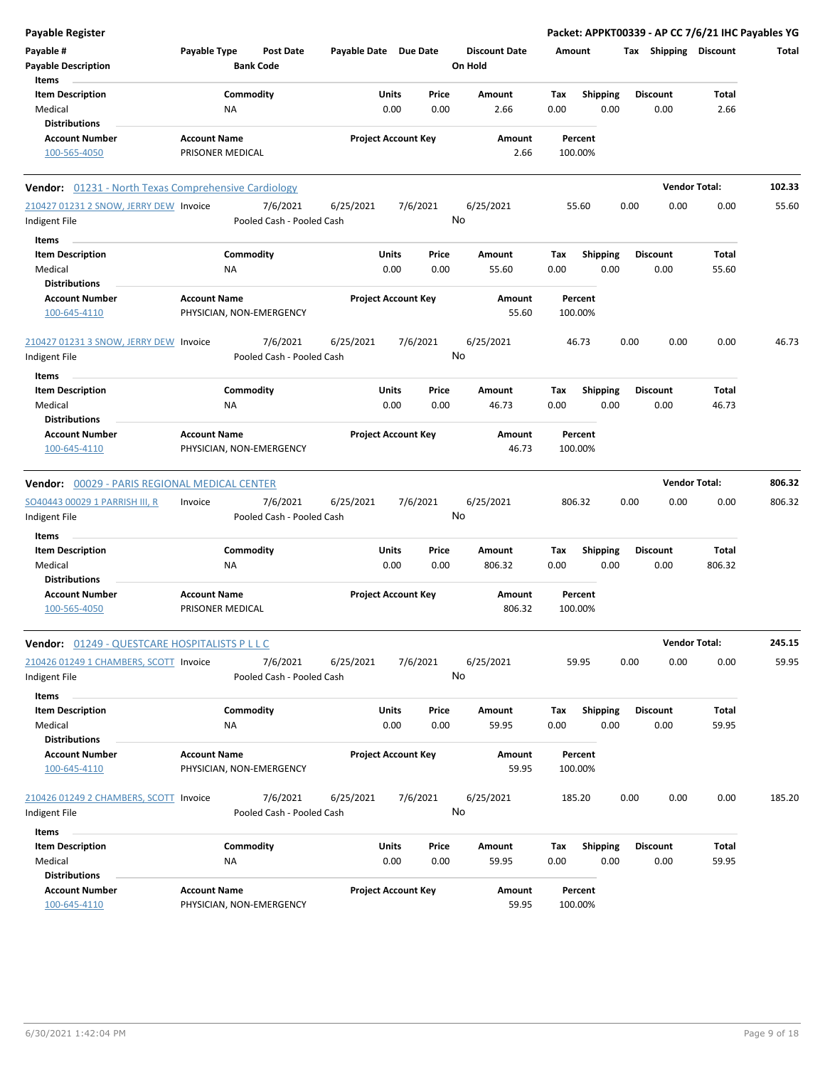**Payable Register** — **Packet: APPKT00339 - AP CC 7/6/21 IHC Payables YG**

| Payable # | Payable Type | Post Date | Payable Date | Due Date | Discount Date | Amount | Tax | Shipping | Discount | Total |
|---|---|---|---|---|---|---|---|---|---|---|
| Payable Description | | Bank Code | | | On Hold | | | | | |

**Items**

| Item Description | Commodity | Units | Price | Amount | Tax | Shipping | Discount | Total |
|---|---|---|---|---|---|---|---|---|
| Medical | NA | 0.00 | 0.00 | 2.66 | 0.00 | 0.00 | 0.00 | 2.66 |

**Distributions**

| Account Number | Account Name | Project Account Key | Amount | Percent |
|---|---|---|---|---|
| 100-565-4050 | PRISONER MEDICAL | | 2.66 | 100.00% |

## Vendor: 01231 - North Texas Comprehensive Cardiology — Vendor Total: 102.33

| Payable # | Payable Type | Post Date | Payable Date | Due Date | Discount Date | Amount | Tax | Shipping | Discount | Total |
|---|---|---|---|---|---|---|---|---|---|---|
| 210427 01231 2 SNOW, JERRY DEW | Invoice | 7/6/2021 | 6/25/2021 | 7/6/2021 | 6/25/2021 | 55.60 | 0.00 | 0.00 | 0.00 | 55.60 |
| Indigent File | | Pooled Cash - Pooled Cash | | | No | | | | | |

**Items**

| Item Description | Commodity | Units | Price | Amount | Tax | Shipping | Discount | Total |
|---|---|---|---|---|---|---|---|---|
| Medical | NA | 0.00 | 0.00 | 55.60 | 0.00 | 0.00 | 0.00 | 55.60 |

**Distributions**

| Account Number | Account Name | Project Account Key | Amount | Percent |
|---|---|---|---|---|
| 100-645-4110 | PHYSICIAN, NON-EMERGENCY | | 55.60 | 100.00% |

| Payable # | Payable Type | Post Date | Payable Date | Due Date | Discount Date | Amount | Tax | Shipping | Discount | Total |
|---|---|---|---|---|---|---|---|---|---|---|
| 210427 01231 3 SNOW, JERRY DEW | Invoice | 7/6/2021 | 6/25/2021 | 7/6/2021 | 6/25/2021 | 46.73 | 0.00 | 0.00 | 0.00 | 46.73 |
| Indigent File | | Pooled Cash - Pooled Cash | | | No | | | | | |

**Items**

| Item Description | Commodity | Units | Price | Amount | Tax | Shipping | Discount | Total |
|---|---|---|---|---|---|---|---|---|
| Medical | NA | 0.00 | 0.00 | 46.73 | 0.00 | 0.00 | 0.00 | 46.73 |

**Distributions**

| Account Number | Account Name | Project Account Key | Amount | Percent |
|---|---|---|---|---|
| 100-645-4110 | PHYSICIAN, NON-EMERGENCY | | 46.73 | 100.00% |

## Vendor: 00029 - PARIS REGIONAL MEDICAL CENTER — Vendor Total: 806.32

| Payable # | Payable Type | Post Date | Payable Date | Due Date | Discount Date | Amount | Tax | Shipping | Discount | Total |
|---|---|---|---|---|---|---|---|---|---|---|
| SO40443 00029 1 PARRISH III, R | Invoice | 7/6/2021 | 6/25/2021 | 7/6/2021 | 6/25/2021 | 806.32 | 0.00 | 0.00 | 0.00 | 806.32 |
| Indigent File | | Pooled Cash - Pooled Cash | | | No | | | | | |

**Items**

| Item Description | Commodity | Units | Price | Amount | Tax | Shipping | Discount | Total |
|---|---|---|---|---|---|---|---|---|
| Medical | NA | 0.00 | 0.00 | 806.32 | 0.00 | 0.00 | 0.00 | 806.32 |

**Distributions**

| Account Number | Account Name | Project Account Key | Amount | Percent |
|---|---|---|---|---|
| 100-565-4050 | PRISONER MEDICAL | | 806.32 | 100.00% |

## Vendor: 01249 - QUESTCARE HOSPITALISTS P L L C — Vendor Total: 245.15

| Payable # | Payable Type | Post Date | Payable Date | Due Date | Discount Date | Amount | Tax | Shipping | Discount | Total |
|---|---|---|---|---|---|---|---|---|---|---|
| 210426 01249 1 CHAMBERS, SCOTT | Invoice | 7/6/2021 | 6/25/2021 | 7/6/2021 | 6/25/2021 | 59.95 | 0.00 | 0.00 | 0.00 | 59.95 |
| Indigent File | | Pooled Cash - Pooled Cash | | | No | | | | | |

**Items**

| Item Description | Commodity | Units | Price | Amount | Tax | Shipping | Discount | Total |
|---|---|---|---|---|---|---|---|---|
| Medical | NA | 0.00 | 0.00 | 59.95 | 0.00 | 0.00 | 0.00 | 59.95 |

**Distributions**

| Account Number | Account Name | Project Account Key | Amount | Percent |
|---|---|---|---|---|
| 100-645-4110 | PHYSICIAN, NON-EMERGENCY | | 59.95 | 100.00% |

| Payable # | Payable Type | Post Date | Payable Date | Due Date | Discount Date | Amount | Tax | Shipping | Discount | Total |
|---|---|---|---|---|---|---|---|---|---|---|
| 210426 01249 2 CHAMBERS, SCOTT | Invoice | 7/6/2021 | 6/25/2021 | 7/6/2021 | 6/25/2021 | 185.20 | 0.00 | 0.00 | 0.00 | 185.20 |
| Indigent File | | Pooled Cash - Pooled Cash | | | No | | | | | |

**Items**

| Item Description | Commodity | Units | Price | Amount | Tax | Shipping | Discount | Total |
|---|---|---|---|---|---|---|---|---|
| Medical | NA | 0.00 | 0.00 | 59.95 | 0.00 | 0.00 | 0.00 | 59.95 |

**Distributions**

| Account Number | Account Name | Project Account Key | Amount | Percent |
|---|---|---|---|---|
| 100-645-4110 | PHYSICIAN, NON-EMERGENCY | | 59.95 | 100.00% |

6/30/2021 1:42:04 PM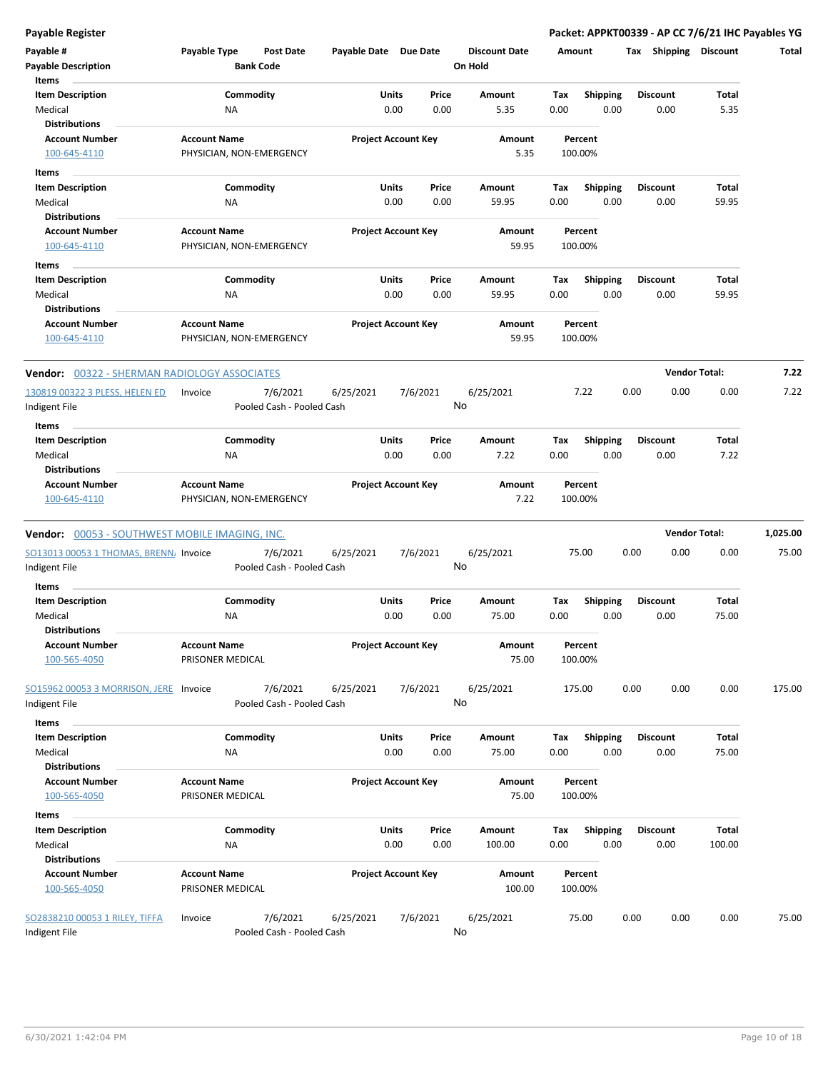**Payable Register** — **Packet: APPKT00339 - AP CC 7/6/21 IHC Payables YG**

| Payable # | Payable Type | Post Date | Payable Date | Due Date | Discount Date | Amount | Tax | Shipping | Discount | Total |
|---|---|---|---|---|---|---|---|---|---|---|
| **Payable Description** | | **Bank Code** | | | **On Hold** | | | | | |

**Items**

| Item Description | Commodity | Units | Price | Amount | Tax | Shipping | Discount | Total |
|---|---|---|---|---|---|---|---|---|
| Medical | NA | 0.00 | 0.00 | 5.35 | 0.00 | 0.00 | 0.00 | 5.35 |

**Distributions**

| Account Number | Account Name | Project Account Key | Amount | Percent |
|---|---|---|---|---|
| 100-645-4110 | PHYSICIAN, NON-EMERGENCY | | 5.35 | 100.00% |

**Items**

| Item Description | Commodity | Units | Price | Amount | Tax | Shipping | Discount | Total |
|---|---|---|---|---|---|---|---|---|
| Medical | NA | 0.00 | 0.00 | 59.95 | 0.00 | 0.00 | 0.00 | 59.95 |

**Distributions**

| Account Number | Account Name | Project Account Key | Amount | Percent |
|---|---|---|---|---|
| 100-645-4110 | PHYSICIAN, NON-EMERGENCY | | 59.95 | 100.00% |

**Items**

| Item Description | Commodity | Units | Price | Amount | Tax | Shipping | Discount | Total |
|---|---|---|---|---|---|---|---|---|
| Medical | NA | 0.00 | 0.00 | 59.95 | 0.00 | 0.00 | 0.00 | 59.95 |

**Distributions**

| Account Number | Account Name | Project Account Key | Amount | Percent |
|---|---|---|---|---|
| 100-645-4110 | PHYSICIAN, NON-EMERGENCY | | 59.95 | 100.00% |

---

**Vendor:** 00322 - SHERMAN RADIOLOGY ASSOCIATES — **Vendor Total: 7.22**

| Payable # | Payable Type | Post Date | Payable Date | Due Date | Discount Date | Amount | Tax | Shipping | Discount | Total |
|---|---|---|---|---|---|---|---|---|---|---|
| 130819 00322 3 PLESS, HELEN ED | Invoice | 7/6/2021 | 6/25/2021 | 7/6/2021 | 6/25/2021 | 7.22 | 0.00 | 0.00 | 0.00 | 7.22 |
| Indigent File | | Pooled Cash - Pooled Cash | | | No | | | | | |

**Items**

| Item Description | Commodity | Units | Price | Amount | Tax | Shipping | Discount | Total |
|---|---|---|---|---|---|---|---|---|
| Medical | NA | 0.00 | 0.00 | 7.22 | 0.00 | 0.00 | 0.00 | 7.22 |

**Distributions**

| Account Number | Account Name | Project Account Key | Amount | Percent |
|---|---|---|---|---|
| 100-645-4110 | PHYSICIAN, NON-EMERGENCY | | 7.22 | 100.00% |

---

**Vendor:** 00053 - SOUTHWEST MOBILE IMAGING, INC. — **Vendor Total: 1,025.00**

| Payable # | Payable Type | Post Date | Payable Date | Due Date | Discount Date | Amount | Tax | Shipping | Discount | Total |
|---|---|---|---|---|---|---|---|---|---|---|
| SO13013 00053 1 THOMAS, BRENN/ | Invoice | 7/6/2021 | 6/25/2021 | 7/6/2021 | 6/25/2021 | 75.00 | 0.00 | 0.00 | 0.00 | 75.00 |
| Indigent File | | Pooled Cash - Pooled Cash | | | No | | | | | |

**Items**

| Item Description | Commodity | Units | Price | Amount | Tax | Shipping | Discount | Total |
|---|---|---|---|---|---|---|---|---|
| Medical | NA | 0.00 | 0.00 | 75.00 | 0.00 | 0.00 | 0.00 | 75.00 |

**Distributions**

| Account Number | Account Name | Project Account Key | Amount | Percent |
|---|---|---|---|---|
| 100-565-4050 | PRISONER MEDICAL | | 75.00 | 100.00% |

| Payable # | Payable Type | Post Date | Payable Date | Due Date | Discount Date | Amount | Tax | Shipping | Discount | Total |
|---|---|---|---|---|---|---|---|---|---|---|
| SO15962 00053 3 MORRISON, JERE | Invoice | 7/6/2021 | 6/25/2021 | 7/6/2021 | 6/25/2021 | 175.00 | 0.00 | 0.00 | 0.00 | 175.00 |
| Indigent File | | Pooled Cash - Pooled Cash | | | No | | | | | |

**Items**

| Item Description | Commodity | Units | Price | Amount | Tax | Shipping | Discount | Total |
|---|---|---|---|---|---|---|---|---|
| Medical | NA | 0.00 | 0.00 | 75.00 | 0.00 | 0.00 | 0.00 | 75.00 |

**Distributions**

| Account Number | Account Name | Project Account Key | Amount | Percent |
|---|---|---|---|---|
| 100-565-4050 | PRISONER MEDICAL | | 75.00 | 100.00% |

**Items**

| Item Description | Commodity | Units | Price | Amount | Tax | Shipping | Discount | Total |
|---|---|---|---|---|---|---|---|---|
| Medical | NA | 0.00 | 0.00 | 100.00 | 0.00 | 0.00 | 0.00 | 100.00 |

**Distributions**

| Account Number | Account Name | Project Account Key | Amount | Percent |
|---|---|---|---|---|
| 100-565-4050 | PRISONER MEDICAL | | 100.00 | 100.00% |

| Payable # | Payable Type | Post Date | Payable Date | Due Date | Discount Date | Amount | Tax | Shipping | Discount | Total |
|---|---|---|---|---|---|---|---|---|---|---|
| SO2838210 00053 1 RILEY, TIFFA | Invoice | 7/6/2021 | 6/25/2021 | 7/6/2021 | 6/25/2021 | 75.00 | 0.00 | 0.00 | 0.00 | 75.00 |
| Indigent File | | Pooled Cash - Pooled Cash | | | No | | | | | |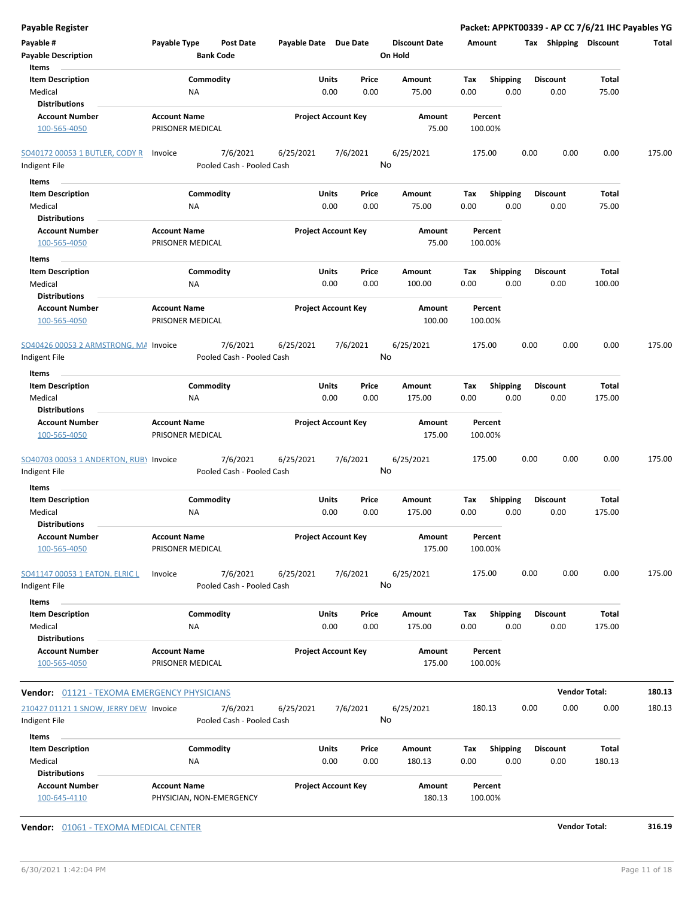**Payable Register** — **Packet: APPKT00339 - AP CC 7/6/21 IHC Payables YG**

| Payable # | Payable Type | Post Date | Payable Date | Due Date | Discount Date | Amount | Tax | Shipping | Discount | Total |
|---|---|---|---|---|---|---|---|---|---|---|
| Payable Description | | Bank Code | | | On Hold | | | | | |

**Items**

| Item Description | Commodity | Units | Price | Amount | Tax | Shipping | Discount | Total |
|---|---|---|---|---|---|---|---|---|
| Medical | NA | 0.00 | 0.00 | 75.00 | 0.00 | 0.00 | 0.00 | 75.00 |

**Distributions**

| Account Number | Account Name | Project Account Key | Amount | Percent |
|---|---|---|---|---|
| 100-565-4050 | PRISONER MEDICAL | | 75.00 | 100.00% |

| Payable # | Payable Type | Post Date | Payable Date | Due Date | Discount Date | Amount | Tax | Shipping | Discount | Total |
|---|---|---|---|---|---|---|---|---|---|---|
| SO40172 00053 1 BUTLER, CODY R | Invoice | 7/6/2021 | 6/25/2021 | 7/6/2021 | 6/25/2021 | 175.00 | 0.00 | 0.00 | 0.00 | 175.00 |
| Indigent File | | Pooled Cash - Pooled Cash | | | No | | | | | |

**Items**

| Item Description | Commodity | Units | Price | Amount | Tax | Shipping | Discount | Total |
|---|---|---|---|---|---|---|---|---|
| Medical | NA | 0.00 | 0.00 | 75.00 | 0.00 | 0.00 | 0.00 | 75.00 |

**Distributions**

| Account Number | Account Name | Project Account Key | Amount | Percent |
|---|---|---|---|---|
| 100-565-4050 | PRISONER MEDICAL | | 75.00 | 100.00% |

**Items**

| Item Description | Commodity | Units | Price | Amount | Tax | Shipping | Discount | Total |
|---|---|---|---|---|---|---|---|---|
| Medical | NA | 0.00 | 0.00 | 100.00 | 0.00 | 0.00 | 0.00 | 100.00 |

**Distributions**

| Account Number | Account Name | Project Account Key | Amount | Percent |
|---|---|---|---|---|
| 100-565-4050 | PRISONER MEDICAL | | 100.00 | 100.00% |

| Payable # | Payable Type | Post Date | Payable Date | Due Date | Discount Date | Amount | Tax | Shipping | Discount | Total |
|---|---|---|---|---|---|---|---|---|---|---|
| SO40426 00053 2 ARMSTRONG, MA | Invoice | 7/6/2021 | 6/25/2021 | 7/6/2021 | 6/25/2021 | 175.00 | 0.00 | 0.00 | 0.00 | 175.00 |
| Indigent File | | Pooled Cash - Pooled Cash | | | No | | | | | |

**Items**

| Item Description | Commodity | Units | Price | Amount | Tax | Shipping | Discount | Total |
|---|---|---|---|---|---|---|---|---|
| Medical | NA | 0.00 | 0.00 | 175.00 | 0.00 | 0.00 | 0.00 | 175.00 |

**Distributions**

| Account Number | Account Name | Project Account Key | Amount | Percent |
|---|---|---|---|---|
| 100-565-4050 | PRISONER MEDICAL | | 175.00 | 100.00% |

| Payable # | Payable Type | Post Date | Payable Date | Due Date | Discount Date | Amount | Tax | Shipping | Discount | Total |
|---|---|---|---|---|---|---|---|---|---|---|
| SO40703 00053 1 ANDERTON, RUBY | Invoice | 7/6/2021 | 6/25/2021 | 7/6/2021 | 6/25/2021 | 175.00 | 0.00 | 0.00 | 0.00 | 175.00 |
| Indigent File | | Pooled Cash - Pooled Cash | | | No | | | | | |

**Items**

| Item Description | Commodity | Units | Price | Amount | Tax | Shipping | Discount | Total |
|---|---|---|---|---|---|---|---|---|
| Medical | NA | 0.00 | 0.00 | 175.00 | 0.00 | 0.00 | 0.00 | 175.00 |

**Distributions**

| Account Number | Account Name | Project Account Key | Amount | Percent |
|---|---|---|---|---|
| 100-565-4050 | PRISONER MEDICAL | | 175.00 | 100.00% |

| Payable # | Payable Type | Post Date | Payable Date | Due Date | Discount Date | Amount | Tax | Shipping | Discount | Total |
|---|---|---|---|---|---|---|---|---|---|---|
| SO41147 00053 1 EATON, ELRIC L | Invoice | 7/6/2021 | 6/25/2021 | 7/6/2021 | 6/25/2021 | 175.00 | 0.00 | 0.00 | 0.00 | 175.00 |
| Indigent File | | Pooled Cash - Pooled Cash | | | No | | | | | |

**Items**

| Item Description | Commodity | Units | Price | Amount | Tax | Shipping | Discount | Total |
|---|---|---|---|---|---|---|---|---|
| Medical | NA | 0.00 | 0.00 | 175.00 | 0.00 | 0.00 | 0.00 | 175.00 |

**Distributions**

| Account Number | Account Name | Project Account Key | Amount | Percent |
|---|---|---|---|---|
| 100-565-4050 | PRISONER MEDICAL | | 175.00 | 100.00% |

**Vendor:** 01121 - TEXOMA EMERGENCY PHYSICIANS — **Vendor Total: 180.13**

| Payable # | Payable Type | Post Date | Payable Date | Due Date | Discount Date | Amount | Tax | Shipping | Discount | Total |
|---|---|---|---|---|---|---|---|---|---|---|
| 210427 01121 1 SNOW, JERRY DEW | Invoice | 7/6/2021 | 6/25/2021 | 7/6/2021 | 6/25/2021 | 180.13 | 0.00 | 0.00 | 0.00 | 180.13 |
| Indigent File | | Pooled Cash - Pooled Cash | | | No | | | | | |

**Items**

| Item Description | Commodity | Units | Price | Amount | Tax | Shipping | Discount | Total |
|---|---|---|---|---|---|---|---|---|
| Medical | NA | 0.00 | 0.00 | 180.13 | 0.00 | 0.00 | 0.00 | 180.13 |

**Distributions**

| Account Number | Account Name | Project Account Key | Amount | Percent |
|---|---|---|---|---|
| 100-645-4110 | PHYSICIAN, NON-EMERGENCY | | 180.13 | 100.00% |

**Vendor:** 01061 - TEXOMA MEDICAL CENTER — **Vendor Total: 316.19**

6/30/2021 1:42:04 PM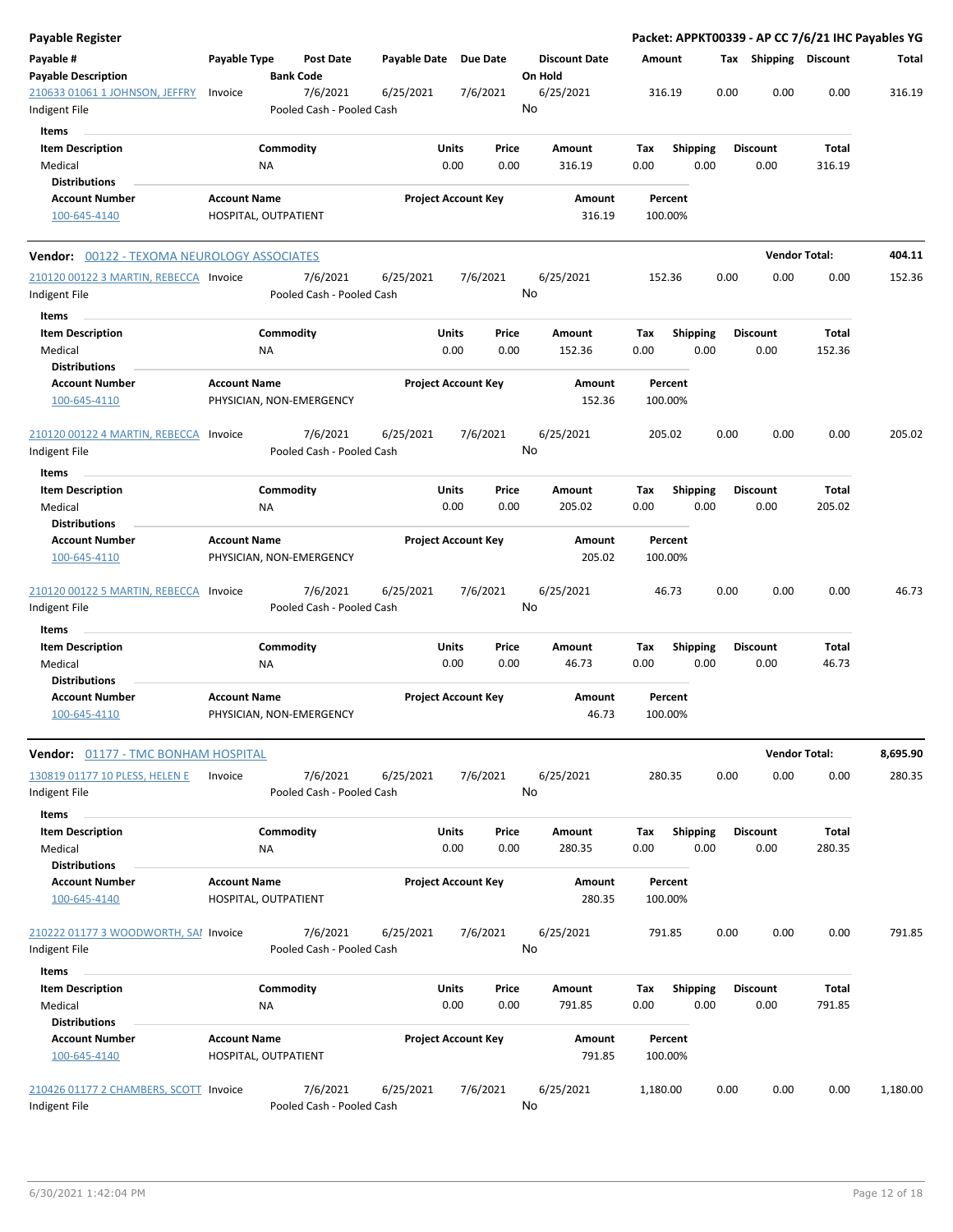**Payable Register** — **Packet: APPKT00339 - AP CC 7/6/21 IHC Payables YG**

| Payable # / Payable Description | Payable Type | Post Date / Bank Code | Payable Date | Due Date | Discount Date / On Hold | Amount | Tax | Shipping | Discount | Total |
|---|---|---|---|---|---|---|---|---|---|---|
| 210633 01061 1 JOHNSON, JEFFRY / Indigent File | Invoice | 7/6/2021 / Pooled Cash - Pooled Cash | 6/25/2021 | 7/6/2021 | 6/25/2021 / No | 316.19 | 0.00 | 0.00 | 0.00 | 316.19 |

Items

| Item Description | Commodity | Units | Price | Amount | Tax | Shipping | Discount | Total |
|---|---|---|---|---|---|---|---|---|
| Medical | NA | 0.00 | 0.00 | 316.19 | 0.00 | 0.00 | 0.00 | 316.19 |

Distributions

| Account Number | Account Name | Project Account Key | Amount | Percent |
|---|---|---|---|---|
| 100-645-4140 | HOSPITAL, OUTPATIENT | | 316.19 | 100.00% |

**Vendor: 00122 - TEXOMA NEUROLOGY ASSOCIATES** — **Vendor Total: 404.11**

| Payable # / Payable Description | Payable Type | Post Date / Bank Code | Payable Date | Due Date | Discount Date / On Hold | Amount | Tax | Shipping | Discount | Total |
|---|---|---|---|---|---|---|---|---|---|---|
| 210120 00122 3 MARTIN, REBECCA / Indigent File | Invoice | 7/6/2021 / Pooled Cash - Pooled Cash | 6/25/2021 | 7/6/2021 | 6/25/2021 / No | 152.36 | 0.00 | 0.00 | 0.00 | 152.36 |

Items

| Item Description | Commodity | Units | Price | Amount | Tax | Shipping | Discount | Total |
|---|---|---|---|---|---|---|---|---|
| Medical | NA | 0.00 | 0.00 | 152.36 | 0.00 | 0.00 | 0.00 | 152.36 |

Distributions

| Account Number | Account Name | Project Account Key | Amount | Percent |
|---|---|---|---|---|
| 100-645-4110 | PHYSICIAN, NON-EMERGENCY | | 152.36 | 100.00% |

| Payable # / Payable Description | Payable Type | Post Date / Bank Code | Payable Date | Due Date | Discount Date / On Hold | Amount | Tax | Shipping | Discount | Total |
|---|---|---|---|---|---|---|---|---|---|---|
| 210120 00122 4 MARTIN, REBECCA / Indigent File | Invoice | 7/6/2021 / Pooled Cash - Pooled Cash | 6/25/2021 | 7/6/2021 | 6/25/2021 / No | 205.02 | 0.00 | 0.00 | 0.00 | 205.02 |

Items

| Item Description | Commodity | Units | Price | Amount | Tax | Shipping | Discount | Total |
|---|---|---|---|---|---|---|---|---|
| Medical | NA | 0.00 | 0.00 | 205.02 | 0.00 | 0.00 | 0.00 | 205.02 |

Distributions

| Account Number | Account Name | Project Account Key | Amount | Percent |
|---|---|---|---|---|
| 100-645-4110 | PHYSICIAN, NON-EMERGENCY | | 205.02 | 100.00% |

| Payable # / Payable Description | Payable Type | Post Date / Bank Code | Payable Date | Due Date | Discount Date / On Hold | Amount | Tax | Shipping | Discount | Total |
|---|---|---|---|---|---|---|---|---|---|---|
| 210120 00122 5 MARTIN, REBECCA / Indigent File | Invoice | 7/6/2021 / Pooled Cash - Pooled Cash | 6/25/2021 | 7/6/2021 | 6/25/2021 / No | 46.73 | 0.00 | 0.00 | 0.00 | 46.73 |

Items

| Item Description | Commodity | Units | Price | Amount | Tax | Shipping | Discount | Total |
|---|---|---|---|---|---|---|---|---|
| Medical | NA | 0.00 | 0.00 | 46.73 | 0.00 | 0.00 | 0.00 | 46.73 |

Distributions

| Account Number | Account Name | Project Account Key | Amount | Percent |
|---|---|---|---|---|
| 100-645-4110 | PHYSICIAN, NON-EMERGENCY | | 46.73 | 100.00% |

**Vendor: 01177 - TMC BONHAM HOSPITAL** — **Vendor Total: 8,695.90**

| Payable # / Payable Description | Payable Type | Post Date / Bank Code | Payable Date | Due Date | Discount Date / On Hold | Amount | Tax | Shipping | Discount | Total |
|---|---|---|---|---|---|---|---|---|---|---|
| 130819 01177 10 PLESS, HELEN E / Indigent File | Invoice | 7/6/2021 / Pooled Cash - Pooled Cash | 6/25/2021 | 7/6/2021 | 6/25/2021 / No | 280.35 | 0.00 | 0.00 | 0.00 | 280.35 |

Items

| Item Description | Commodity | Units | Price | Amount | Tax | Shipping | Discount | Total |
|---|---|---|---|---|---|---|---|---|
| Medical | NA | 0.00 | 0.00 | 280.35 | 0.00 | 0.00 | 0.00 | 280.35 |

Distributions

| Account Number | Account Name | Project Account Key | Amount | Percent |
|---|---|---|---|---|
| 100-645-4140 | HOSPITAL, OUTPATIENT | | 280.35 | 100.00% |

| Payable # / Payable Description | Payable Type | Post Date / Bank Code | Payable Date | Due Date | Discount Date / On Hold | Amount | Tax | Shipping | Discount | Total |
|---|---|---|---|---|---|---|---|---|---|---|
| 210222 01177 3 WOODWORTH, SAI / Indigent File | Invoice | 7/6/2021 / Pooled Cash - Pooled Cash | 6/25/2021 | 7/6/2021 | 6/25/2021 / No | 791.85 | 0.00 | 0.00 | 0.00 | 791.85 |

Items

| Item Description | Commodity | Units | Price | Amount | Tax | Shipping | Discount | Total |
|---|---|---|---|---|---|---|---|---|
| Medical | NA | 0.00 | 0.00 | 791.85 | 0.00 | 0.00 | 0.00 | 791.85 |

Distributions

| Account Number | Account Name | Project Account Key | Amount | Percent |
|---|---|---|---|---|
| 100-645-4140 | HOSPITAL, OUTPATIENT | | 791.85 | 100.00% |

| Payable # / Payable Description | Payable Type | Post Date / Bank Code | Payable Date | Due Date | Discount Date / On Hold | Amount | Tax | Shipping | Discount | Total |
|---|---|---|---|---|---|---|---|---|---|---|
| 210426 01177 2 CHAMBERS, SCOTT / Indigent File | Invoice | 7/6/2021 / Pooled Cash - Pooled Cash | 6/25/2021 | 7/6/2021 | 6/25/2021 / No | 1,180.00 | 0.00 | 0.00 | 0.00 | 1,180.00 |

6/30/2021 1:42:04 PM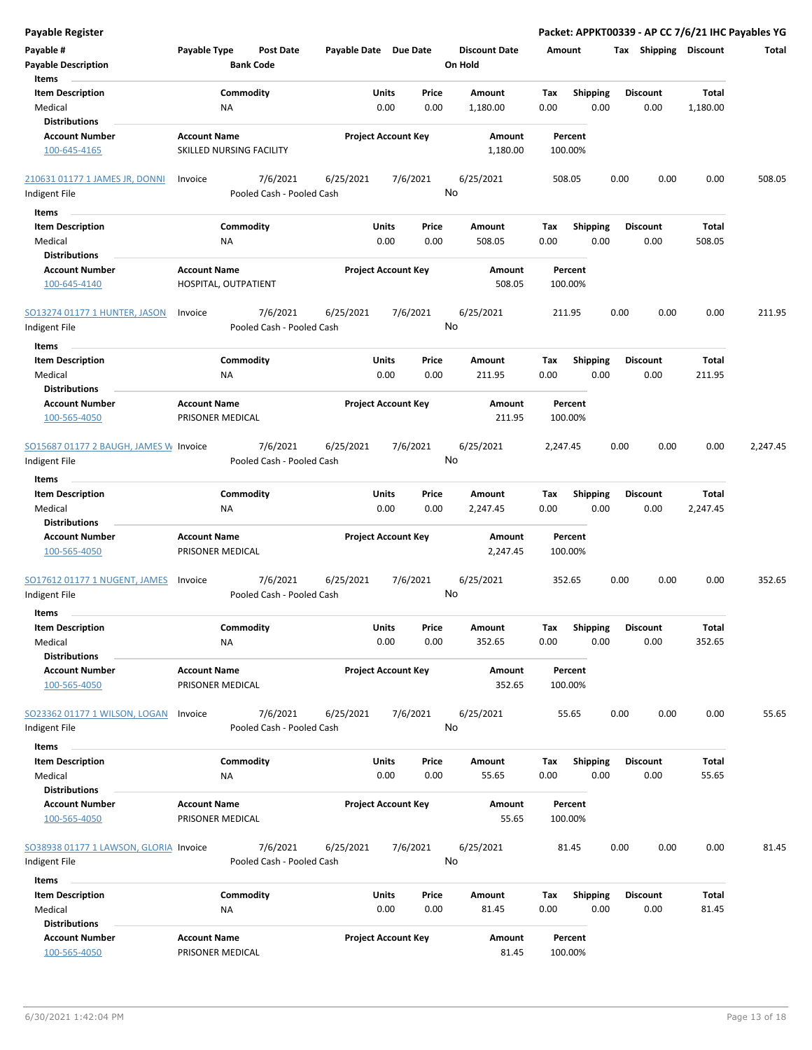**Payable Register** — **Packet: APPKT00339 - AP CC 7/6/21 IHC Payables YG**

| Payable # | Payable Type | Post Date | Payable Date | Due Date | Discount Date | Amount | Tax | Shipping | Discount | Total |
|---|---|---|---|---|---|---|---|---|---|---|
| Payable Description | | Bank Code | | | On Hold | | | | | |

**Items**

| Item Description | Commodity | Units | Price | Amount | Tax | Shipping | Discount | Total |
|---|---|---|---|---|---|---|---|---|
| Medical | NA | 0.00 | 0.00 | 1,180.00 | 0.00 | 0.00 | 0.00 | 1,180.00 |

**Distributions**

| Account Number | Account Name | Project Account Key | Amount | Percent |
|---|---|---|---|---|
| 100-645-4165 | SKILLED NURSING FACILITY | | 1,180.00 | 100.00% |

| Payable # | Payable Type | Post Date | Payable Date | Due Date | Discount Date | Amount | Tax | Shipping | Discount | Total |
|---|---|---|---|---|---|---|---|---|---|---|
| 210631 01177 1 JAMES JR, DONNI | Invoice | 7/6/2021 | 6/25/2021 | 7/6/2021 | 6/25/2021 | 508.05 | 0.00 | 0.00 | 0.00 | 508.05 |
| Indigent File | | Pooled Cash - Pooled Cash | | | No | | | | | |

**Items**

| Item Description | Commodity | Units | Price | Amount | Tax | Shipping | Discount | Total |
|---|---|---|---|---|---|---|---|---|
| Medical | NA | 0.00 | 0.00 | 508.05 | 0.00 | 0.00 | 0.00 | 508.05 |

**Distributions**

| Account Number | Account Name | Project Account Key | Amount | Percent |
|---|---|---|---|---|
| 100-645-4140 | HOSPITAL, OUTPATIENT | | 508.05 | 100.00% |

| Payable # | Payable Type | Post Date | Payable Date | Due Date | Discount Date | Amount | Tax | Shipping | Discount | Total |
|---|---|---|---|---|---|---|---|---|---|---|
| SO13274 01177 1 HUNTER, JASON | Invoice | 7/6/2021 | 6/25/2021 | 7/6/2021 | 6/25/2021 | 211.95 | 0.00 | 0.00 | 0.00 | 211.95 |
| Indigent File | | Pooled Cash - Pooled Cash | | | No | | | | | |

**Items**

| Item Description | Commodity | Units | Price | Amount | Tax | Shipping | Discount | Total |
|---|---|---|---|---|---|---|---|---|
| Medical | NA | 0.00 | 0.00 | 211.95 | 0.00 | 0.00 | 0.00 | 211.95 |

**Distributions**

| Account Number | Account Name | Project Account Key | Amount | Percent |
|---|---|---|---|---|
| 100-565-4050 | PRISONER MEDICAL | | 211.95 | 100.00% |

| Payable # | Payable Type | Post Date | Payable Date | Due Date | Discount Date | Amount | Tax | Shipping | Discount | Total |
|---|---|---|---|---|---|---|---|---|---|---|
| SO15687 01177 2 BAUGH, JAMES W | Invoice | 7/6/2021 | 6/25/2021 | 7/6/2021 | 6/25/2021 | 2,247.45 | 0.00 | 0.00 | 0.00 | 2,247.45 |
| Indigent File | | Pooled Cash - Pooled Cash | | | No | | | | | |

**Items**

| Item Description | Commodity | Units | Price | Amount | Tax | Shipping | Discount | Total |
|---|---|---|---|---|---|---|---|---|
| Medical | NA | 0.00 | 0.00 | 2,247.45 | 0.00 | 0.00 | 0.00 | 2,247.45 |

**Distributions**

| Account Number | Account Name | Project Account Key | Amount | Percent |
|---|---|---|---|---|
| 100-565-4050 | PRISONER MEDICAL | | 2,247.45 | 100.00% |

| Payable # | Payable Type | Post Date | Payable Date | Due Date | Discount Date | Amount | Tax | Shipping | Discount | Total |
|---|---|---|---|---|---|---|---|---|---|---|
| SO17612 01177 1 NUGENT, JAMES | Invoice | 7/6/2021 | 6/25/2021 | 7/6/2021 | 6/25/2021 | 352.65 | 0.00 | 0.00 | 0.00 | 352.65 |
| Indigent File | | Pooled Cash - Pooled Cash | | | No | | | | | |

**Items**

| Item Description | Commodity | Units | Price | Amount | Tax | Shipping | Discount | Total |
|---|---|---|---|---|---|---|---|---|
| Medical | NA | 0.00 | 0.00 | 352.65 | 0.00 | 0.00 | 0.00 | 352.65 |

**Distributions**

| Account Number | Account Name | Project Account Key | Amount | Percent |
|---|---|---|---|---|
| 100-565-4050 | PRISONER MEDICAL | | 352.65 | 100.00% |

| Payable # | Payable Type | Post Date | Payable Date | Due Date | Discount Date | Amount | Tax | Shipping | Discount | Total |
|---|---|---|---|---|---|---|---|---|---|---|
| SO23362 01177 1 WILSON, LOGAN | Invoice | 7/6/2021 | 6/25/2021 | 7/6/2021 | 6/25/2021 | 55.65 | 0.00 | 0.00 | 0.00 | 55.65 |
| Indigent File | | Pooled Cash - Pooled Cash | | | No | | | | | |

**Items**

| Item Description | Commodity | Units | Price | Amount | Tax | Shipping | Discount | Total |
|---|---|---|---|---|---|---|---|---|
| Medical | NA | 0.00 | 0.00 | 55.65 | 0.00 | 0.00 | 0.00 | 55.65 |

**Distributions**

| Account Number | Account Name | Project Account Key | Amount | Percent |
|---|---|---|---|---|
| 100-565-4050 | PRISONER MEDICAL | | 55.65 | 100.00% |

| Payable # | Payable Type | Post Date | Payable Date | Due Date | Discount Date | Amount | Tax | Shipping | Discount | Total |
|---|---|---|---|---|---|---|---|---|---|---|
| SO38938 01177 1 LAWSON, GLORIA | Invoice | 7/6/2021 | 6/25/2021 | 7/6/2021 | 6/25/2021 | 81.45 | 0.00 | 0.00 | 0.00 | 81.45 |
| Indigent File | | Pooled Cash - Pooled Cash | | | No | | | | | |

**Items**

| Item Description | Commodity | Units | Price | Amount | Tax | Shipping | Discount | Total |
|---|---|---|---|---|---|---|---|---|
| Medical | NA | 0.00 | 0.00 | 81.45 | 0.00 | 0.00 | 0.00 | 81.45 |

**Distributions**

| Account Number | Account Name | Project Account Key | Amount | Percent |
|---|---|---|---|---|
| 100-565-4050 | PRISONER MEDICAL | | 81.45 | 100.00% |

6/30/2021 1:42:04 PM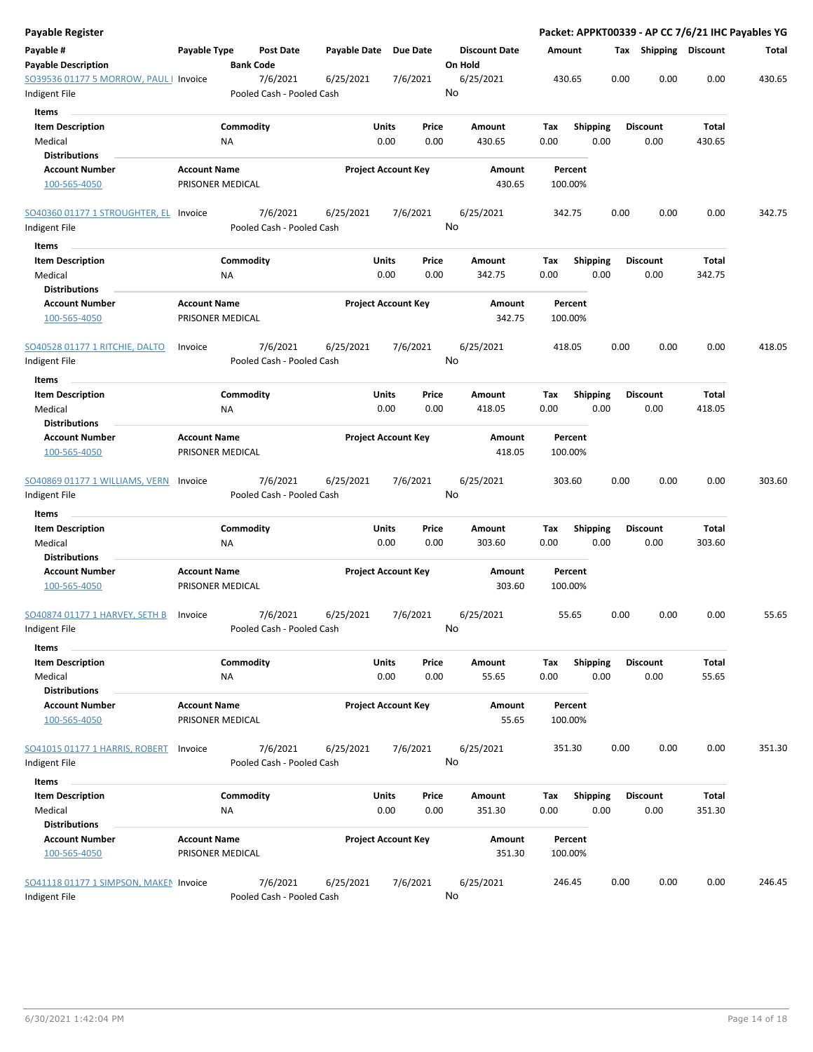# Payable Register

**Packet: APPKT00339 - AP CC 7/6/21 IHC Payables YG**

| Payable # / Payable Description | Payable Type | Post Date / Bank Code | Payable Date | Due Date | Discount Date / On Hold | Amount | Tax | Shipping | Discount | Total |
|---|---|---|---|---|---|---|---|---|---|---|
| SO39536 01177 5 MORROW, PAUL I | Invoice | 7/6/2021 | 6/25/2021 | 7/6/2021 | 6/25/2021 | 430.65 | 0.00 | 0.00 | 0.00 | 430.65 |
| Indigent File | | Pooled Cash - Pooled Cash | | | No | | | | | |

**Items**

| Item Description | Commodity | Units | Price | Amount | Tax | Shipping | Discount | Total |
|---|---|---|---|---|---|---|---|---|
| Medical | NA | 0.00 | 0.00 | 430.65 | 0.00 | 0.00 | 0.00 | 430.65 |

**Distributions**

| Account Number | Account Name | Project Account Key | Amount | Percent |
|---|---|---|---|---|
| 100-565-4050 | PRISONER MEDICAL | | 430.65 | 100.00% |

| Payable # / Payable Description | Payable Type | Post Date / Bank Code | Payable Date | Due Date | Discount Date / On Hold | Amount | Tax | Shipping | Discount | Total |
|---|---|---|---|---|---|---|---|---|---|---|
| SO40360 01177 1 STROUGHTER, EL | Invoice | 7/6/2021 | 6/25/2021 | 7/6/2021 | 6/25/2021 | 342.75 | 0.00 | 0.00 | 0.00 | 342.75 |
| Indigent File | | Pooled Cash - Pooled Cash | | | No | | | | | |

**Items**

| Item Description | Commodity | Units | Price | Amount | Tax | Shipping | Discount | Total |
|---|---|---|---|---|---|---|---|---|
| Medical | NA | 0.00 | 0.00 | 342.75 | 0.00 | 0.00 | 0.00 | 342.75 |

**Distributions**

| Account Number | Account Name | Project Account Key | Amount | Percent |
|---|---|---|---|---|
| 100-565-4050 | PRISONER MEDICAL | | 342.75 | 100.00% |

| Payable # / Payable Description | Payable Type | Post Date / Bank Code | Payable Date | Due Date | Discount Date / On Hold | Amount | Tax | Shipping | Discount | Total |
|---|---|---|---|---|---|---|---|---|---|---|
| SO40528 01177 1 RITCHIE, DALTO | Invoice | 7/6/2021 | 6/25/2021 | 7/6/2021 | 6/25/2021 | 418.05 | 0.00 | 0.00 | 0.00 | 418.05 |
| Indigent File | | Pooled Cash - Pooled Cash | | | No | | | | | |

**Items**

| Item Description | Commodity | Units | Price | Amount | Tax | Shipping | Discount | Total |
|---|---|---|---|---|---|---|---|---|
| Medical | NA | 0.00 | 0.00 | 418.05 | 0.00 | 0.00 | 0.00 | 418.05 |

**Distributions**

| Account Number | Account Name | Project Account Key | Amount | Percent |
|---|---|---|---|---|
| 100-565-4050 | PRISONER MEDICAL | | 418.05 | 100.00% |

| Payable # / Payable Description | Payable Type | Post Date / Bank Code | Payable Date | Due Date | Discount Date / On Hold | Amount | Tax | Shipping | Discount | Total |
|---|---|---|---|---|---|---|---|---|---|---|
| SO40869 01177 1 WILLIAMS, VERN | Invoice | 7/6/2021 | 6/25/2021 | 7/6/2021 | 6/25/2021 | 303.60 | 0.00 | 0.00 | 0.00 | 303.60 |
| Indigent File | | Pooled Cash - Pooled Cash | | | No | | | | | |

**Items**

| Item Description | Commodity | Units | Price | Amount | Tax | Shipping | Discount | Total |
|---|---|---|---|---|---|---|---|---|
| Medical | NA | 0.00 | 0.00 | 303.60 | 0.00 | 0.00 | 0.00 | 303.60 |

**Distributions**

| Account Number | Account Name | Project Account Key | Amount | Percent |
|---|---|---|---|---|
| 100-565-4050 | PRISONER MEDICAL | | 303.60 | 100.00% |

| Payable # / Payable Description | Payable Type | Post Date / Bank Code | Payable Date | Due Date | Discount Date / On Hold | Amount | Tax | Shipping | Discount | Total |
|---|---|---|---|---|---|---|---|---|---|---|
| SO40874 01177 1 HARVEY, SETH B | Invoice | 7/6/2021 | 6/25/2021 | 7/6/2021 | 6/25/2021 | 55.65 | 0.00 | 0.00 | 0.00 | 55.65 |
| Indigent File | | Pooled Cash - Pooled Cash | | | No | | | | | |

**Items**

| Item Description | Commodity | Units | Price | Amount | Tax | Shipping | Discount | Total |
|---|---|---|---|---|---|---|---|---|
| Medical | NA | 0.00 | 0.00 | 55.65 | 0.00 | 0.00 | 0.00 | 55.65 |

**Distributions**

| Account Number | Account Name | Project Account Key | Amount | Percent |
|---|---|---|---|---|
| 100-565-4050 | PRISONER MEDICAL | | 55.65 | 100.00% |

| Payable # / Payable Description | Payable Type | Post Date / Bank Code | Payable Date | Due Date | Discount Date / On Hold | Amount | Tax | Shipping | Discount | Total |
|---|---|---|---|---|---|---|---|---|---|---|
| SO41015 01177 1 HARRIS, ROBERT | Invoice | 7/6/2021 | 6/25/2021 | 7/6/2021 | 6/25/2021 | 351.30 | 0.00 | 0.00 | 0.00 | 351.30 |
| Indigent File | | Pooled Cash - Pooled Cash | | | No | | | | | |

**Items**

| Item Description | Commodity | Units | Price | Amount | Tax | Shipping | Discount | Total |
|---|---|---|---|---|---|---|---|---|
| Medical | NA | 0.00 | 0.00 | 351.30 | 0.00 | 0.00 | 0.00 | 351.30 |

**Distributions**

| Account Number | Account Name | Project Account Key | Amount | Percent |
|---|---|---|---|---|
| 100-565-4050 | PRISONER MEDICAL | | 351.30 | 100.00% |

| Payable # / Payable Description | Payable Type | Post Date / Bank Code | Payable Date | Due Date | Discount Date / On Hold | Amount | Tax | Shipping | Discount | Total |
|---|---|---|---|---|---|---|---|---|---|---|
| SO41118 01177 1 SIMPSON, MAKEN | Invoice | 7/6/2021 | 6/25/2021 | 7/6/2021 | 6/25/2021 | 246.45 | 0.00 | 0.00 | 0.00 | 246.45 |
| Indigent File | | Pooled Cash - Pooled Cash | | | No | | | | | |

6/30/2021 1:42:04 PM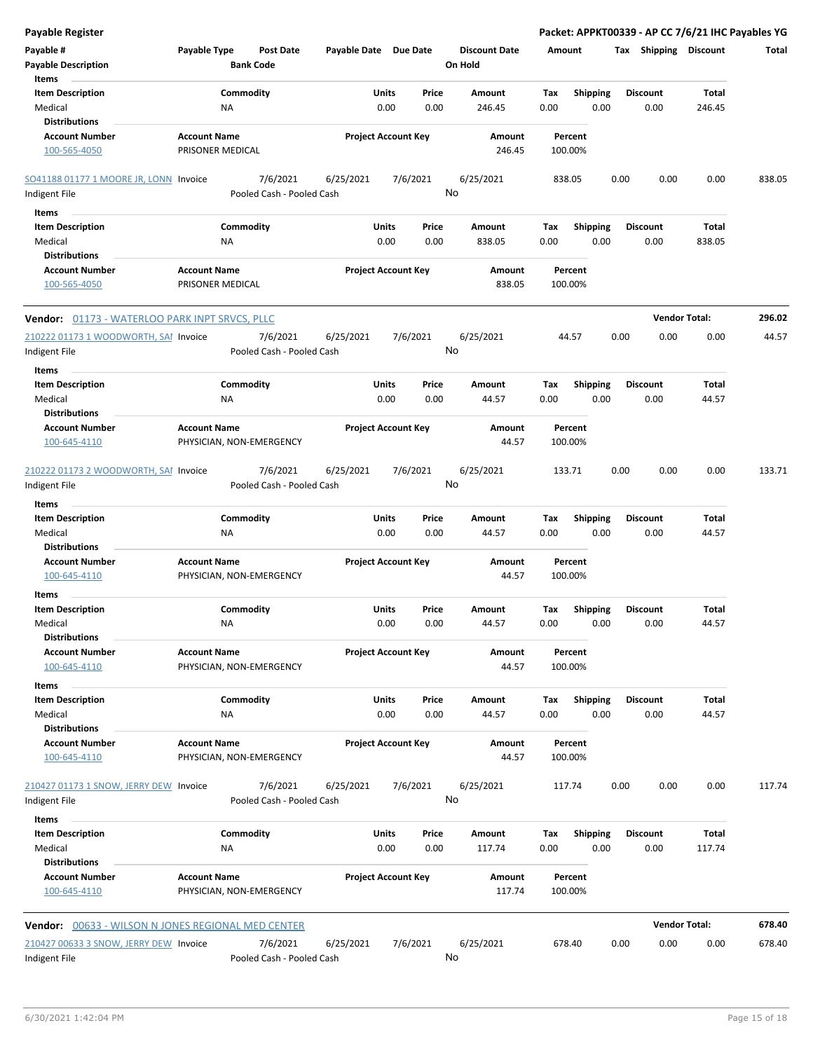**Payable Register** — Packet: APPKT00339 - AP CC 7/6/21 IHC Payables YG

| Payable # / Payable Description | Payable Type | Post Date / Bank Code | Payable Date | Due Date | Discount Date / On Hold | Amount | Tax | Shipping | Discount | Total |
|---|---|---|---|---|---|---|---|---|---|---|

**Items**

| Item Description | Commodity | Units | Price | Amount | Tax | Shipping | Discount | Total |
|---|---|---|---|---|---|---|---|---|
| Medical | NA | 0.00 | 0.00 | 246.45 | 0.00 | 0.00 | 0.00 | 246.45 |

**Distributions**

| Account Number | Account Name | Project Account Key | Amount | Percent |
|---|---|---|---|---|
| 100-565-4050 | PRISONER MEDICAL | | 246.45 | 100.00% |

| Payable # | Payable Type | Post Date | Payable Date | Due Date | Discount Date | Amount | Tax | Shipping | Discount | Total |
|---|---|---|---|---|---|---|---|---|---|---|
| SO41188 01177 1 MOORE JR, LONN | Invoice | 7/6/2021 | 6/25/2021 | 7/6/2021 | 6/25/2021 | 838.05 | 0.00 | 0.00 | 0.00 | 838.05 |
| Indigent File | | Pooled Cash - Pooled Cash | | | No | | | | | |

**Items**

| Item Description | Commodity | Units | Price | Amount | Tax | Shipping | Discount | Total |
|---|---|---|---|---|---|---|---|---|
| Medical | NA | 0.00 | 0.00 | 838.05 | 0.00 | 0.00 | 0.00 | 838.05 |

**Distributions**

| Account Number | Account Name | Project Account Key | Amount | Percent |
|---|---|---|---|---|
| 100-565-4050 | PRISONER MEDICAL | | 838.05 | 100.00% |

**Vendor:** 01173 - WATERLOO PARK INPT SRVCS, PLLC — **Vendor Total: 296.02**

| Payable # | Payable Type | Post Date | Payable Date | Due Date | Discount Date | Amount | Tax | Shipping | Discount | Total |
|---|---|---|---|---|---|---|---|---|---|---|
| 210222 01173 1 WOODWORTH, SAI | Invoice | 7/6/2021 | 6/25/2021 | 7/6/2021 | 6/25/2021 | 44.57 | 0.00 | 0.00 | 0.00 | 44.57 |
| Indigent File | | Pooled Cash - Pooled Cash | | | No | | | | | |

**Items**

| Item Description | Commodity | Units | Price | Amount | Tax | Shipping | Discount | Total |
|---|---|---|---|---|---|---|---|---|
| Medical | NA | 0.00 | 0.00 | 44.57 | 0.00 | 0.00 | 0.00 | 44.57 |

**Distributions**

| Account Number | Account Name | Project Account Key | Amount | Percent |
|---|---|---|---|---|
| 100-645-4110 | PHYSICIAN, NON-EMERGENCY | | 44.57 | 100.00% |

| Payable # | Payable Type | Post Date | Payable Date | Due Date | Discount Date | Amount | Tax | Shipping | Discount | Total |
|---|---|---|---|---|---|---|---|---|---|---|
| 210222 01173 2 WOODWORTH, SAI | Invoice | 7/6/2021 | 6/25/2021 | 7/6/2021 | 6/25/2021 | 133.71 | 0.00 | 0.00 | 0.00 | 133.71 |
| Indigent File | | Pooled Cash - Pooled Cash | | | No | | | | | |

**Items**

| Item Description | Commodity | Units | Price | Amount | Tax | Shipping | Discount | Total |
|---|---|---|---|---|---|---|---|---|
| Medical | NA | 0.00 | 0.00 | 44.57 | 0.00 | 0.00 | 0.00 | 44.57 |

**Distributions**

| Account Number | Account Name | Project Account Key | Amount | Percent |
|---|---|---|---|---|
| 100-645-4110 | PHYSICIAN, NON-EMERGENCY | | 44.57 | 100.00% |

**Items**

| Item Description | Commodity | Units | Price | Amount | Tax | Shipping | Discount | Total |
|---|---|---|---|---|---|---|---|---|
| Medical | NA | 0.00 | 0.00 | 44.57 | 0.00 | 0.00 | 0.00 | 44.57 |

**Distributions**

| Account Number | Account Name | Project Account Key | Amount | Percent |
|---|---|---|---|---|
| 100-645-4110 | PHYSICIAN, NON-EMERGENCY | | 44.57 | 100.00% |

**Items**

| Item Description | Commodity | Units | Price | Amount | Tax | Shipping | Discount | Total |
|---|---|---|---|---|---|---|---|---|
| Medical | NA | 0.00 | 0.00 | 44.57 | 0.00 | 0.00 | 0.00 | 44.57 |

**Distributions**

| Account Number | Account Name | Project Account Key | Amount | Percent |
|---|---|---|---|---|
| 100-645-4110 | PHYSICIAN, NON-EMERGENCY | | 44.57 | 100.00% |

| Payable # | Payable Type | Post Date | Payable Date | Due Date | Discount Date | Amount | Tax | Shipping | Discount | Total |
|---|---|---|---|---|---|---|---|---|---|---|
| 210427 01173 1 SNOW, JERRY DEW | Invoice | 7/6/2021 | 6/25/2021 | 7/6/2021 | 6/25/2021 | 117.74 | 0.00 | 0.00 | 0.00 | 117.74 |
| Indigent File | | Pooled Cash - Pooled Cash | | | No | | | | | |

**Items**

| Item Description | Commodity | Units | Price | Amount | Tax | Shipping | Discount | Total |
|---|---|---|---|---|---|---|---|---|
| Medical | NA | 0.00 | 0.00 | 117.74 | 0.00 | 0.00 | 0.00 | 117.74 |

**Distributions**

| Account Number | Account Name | Project Account Key | Amount | Percent |
|---|---|---|---|---|
| 100-645-4110 | PHYSICIAN, NON-EMERGENCY | | 117.74 | 100.00% |

**Vendor:** 00633 - WILSON N JONES REGIONAL MED CENTER — **Vendor Total: 678.40**

| Payable # | Payable Type | Post Date | Payable Date | Due Date | Discount Date | Amount | Tax | Shipping | Discount | Total |
|---|---|---|---|---|---|---|---|---|---|---|
| 210427 00633 3 SNOW, JERRY DEW | Invoice | 7/6/2021 | 6/25/2021 | 7/6/2021 | 6/25/2021 | 678.40 | 0.00 | 0.00 | 0.00 | 678.40 |
| Indigent File | | Pooled Cash - Pooled Cash | | | No | | | | | |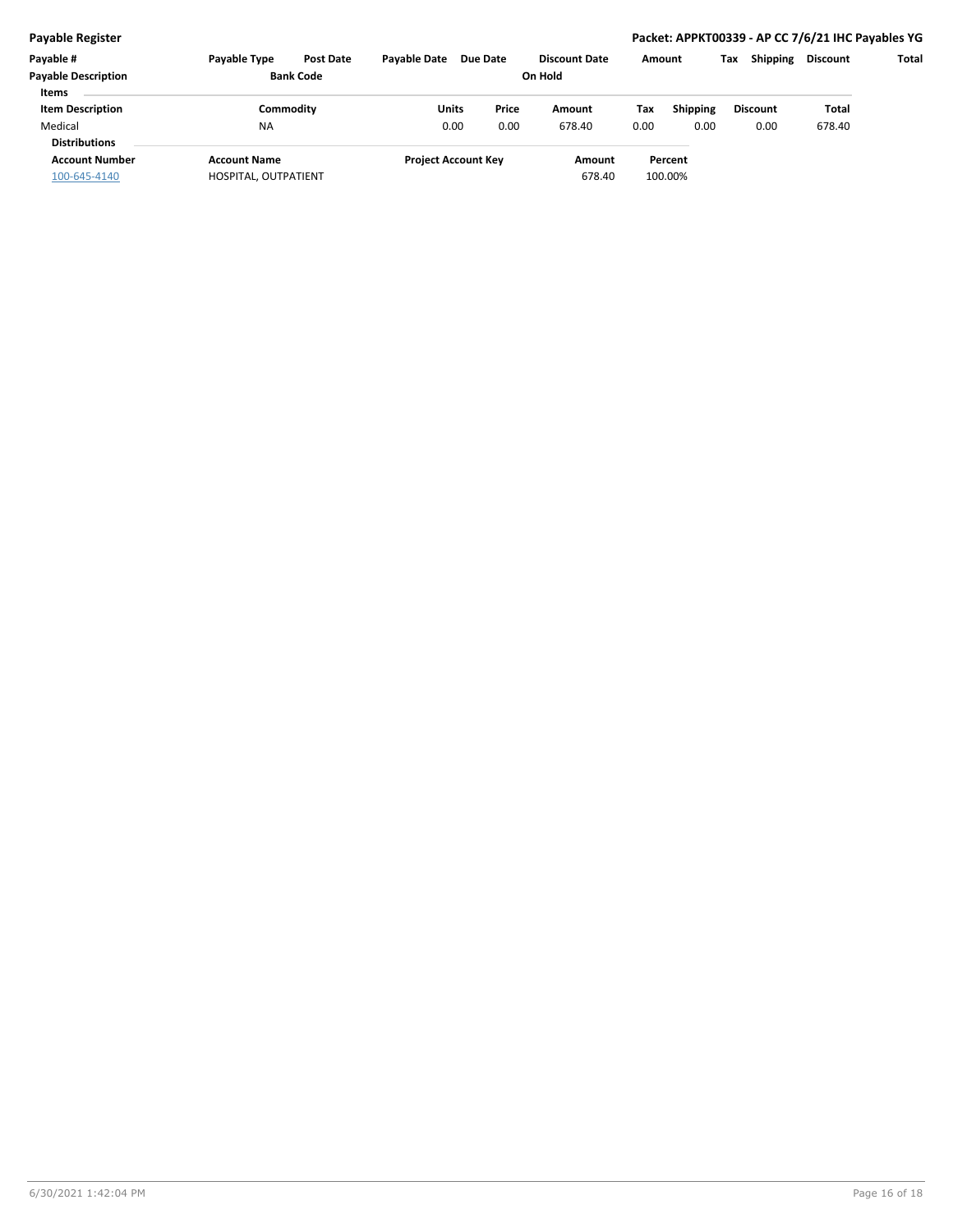## Payable Register

**Packet: APPKT00339 - AP CC 7/6/21 IHC Payables YG**

| Payable # | Payable Type | Post Date | Payable Date | Due Date | Discount Date | Amount | Tax | Shipping | Discount | Total |
|---|---|---|---|---|---|---|---|---|---|---|
| **Payable Description** | | **Bank Code** | | | **On Hold** | | | | | |

**Items**

| Item Description | Commodity | Units | Price | Amount | Tax | Shipping | Discount | Total |
|---|---|---|---|---|---|---|---|---|
| Medical | NA | 0.00 | 0.00 | 678.40 | 0.00 | 0.00 | 0.00 | 678.40 |

**Distributions**

| Account Number | Account Name | Project Account Key | Amount | Percent |
|---|---|---|---|---|
| 100-645-4140 | HOSPITAL, OUTPATIENT | | 678.40 | 100.00% |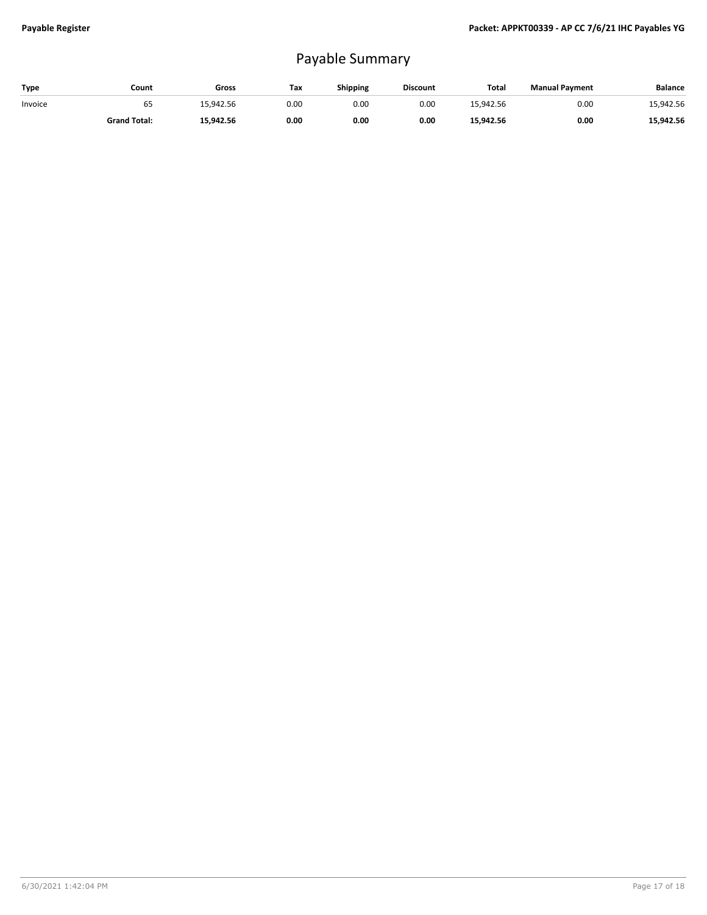# Payable Summary

| Type | Count | Gross | Tax | Shipping | Discount | Total | Manual Payment | Balance |
|---|---|---|---|---|---|---|---|---|
| Invoice | 65 | 15,942.56 | 0.00 | 0.00 | 0.00 | 15,942.56 | 0.00 | 15,942.56 |
| | **Grand Total:** | **15,942.56** | **0.00** | **0.00** | **0.00** | **15,942.56** | **0.00** | **15,942.56** |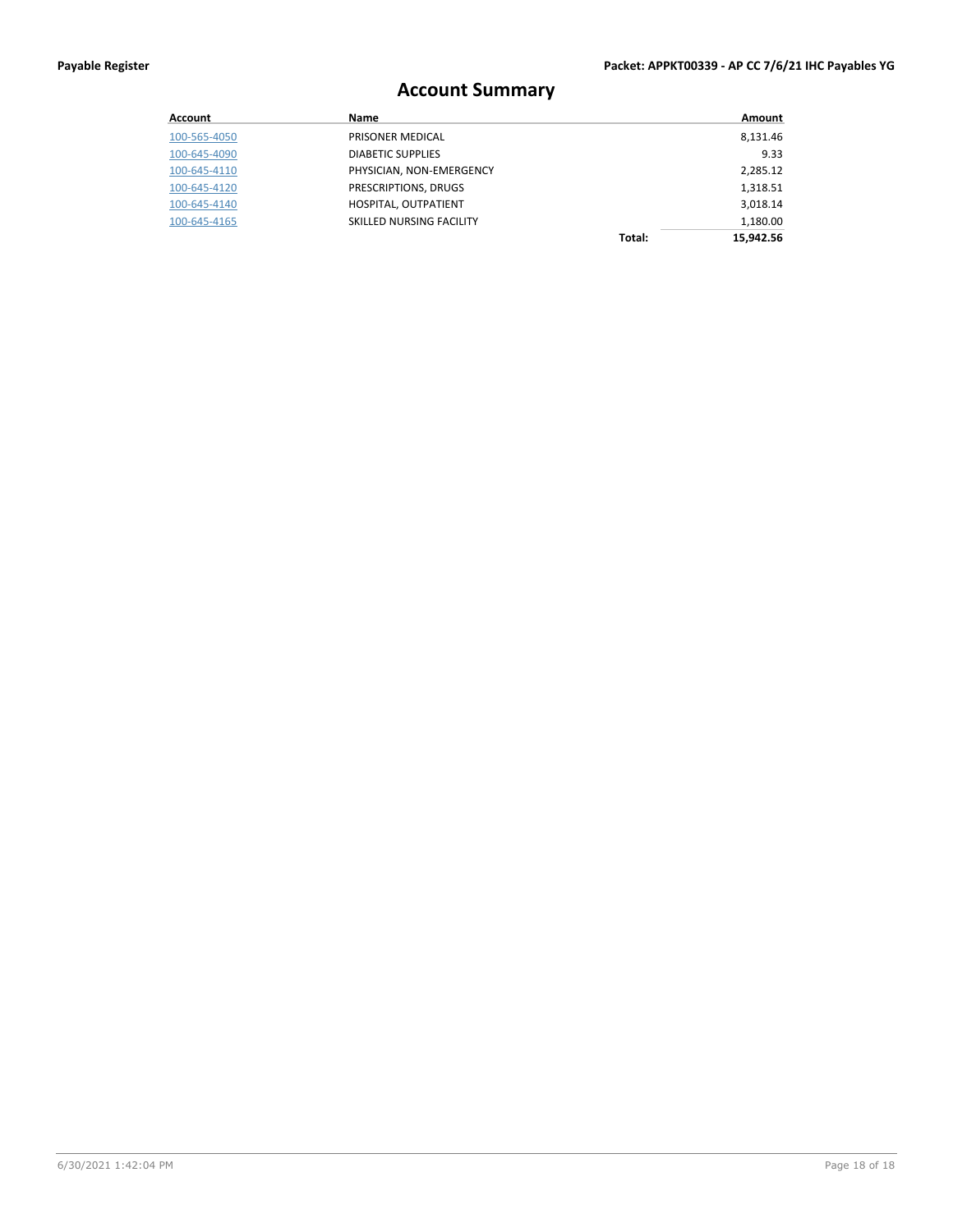# Account Summary

| Account | Name | | Amount |
|---|---|---|---|
| 100-565-4050 | PRISONER MEDICAL | | 8,131.46 |
| 100-645-4090 | DIABETIC SUPPLIES | | 9.33 |
| 100-645-4110 | PHYSICIAN, NON-EMERGENCY | | 2,285.12 |
| 100-645-4120 | PRESCRIPTIONS, DRUGS | | 1,318.51 |
| 100-645-4140 | HOSPITAL, OUTPATIENT | | 3,018.14 |
| 100-645-4165 | SKILLED NURSING FACILITY | | 1,180.00 |
| | | **Total:** | **15,942.56** |